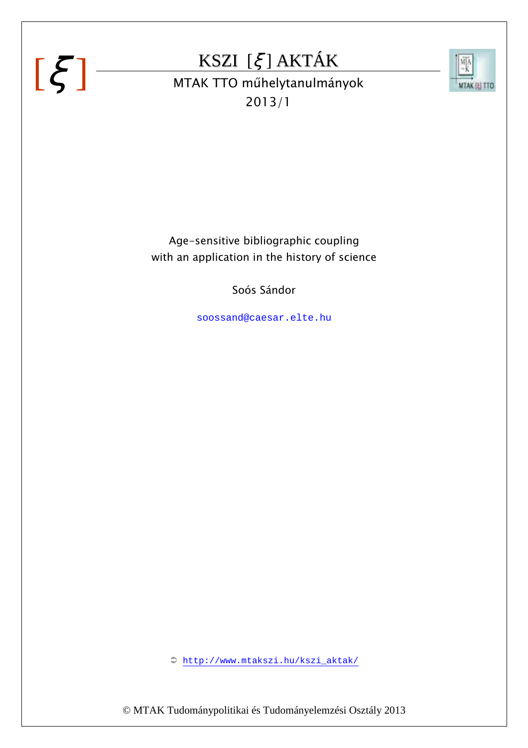# KSZI [ξ] AKTÁK

MTAK TTO műhelytanulmányok

2013/1

## Age-sensitive bibliographic coupling with an application in the history of science

Soós Sándor

soossand@caesar.elte.hu

➲ http://www.mtakszi.hu/kszi_aktak/

© MTAK Tudománypolitikai és Tudományelemzési Osztály 2013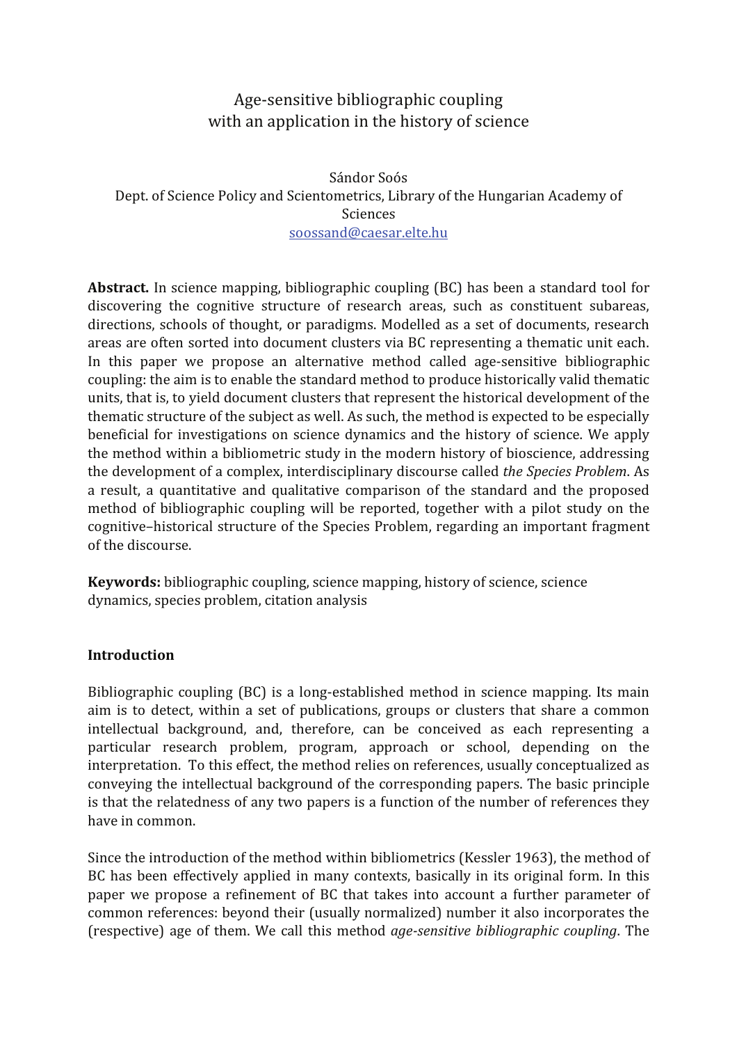# Age-sensitive bibliographic coupling with an application in the history of science

Sándor Soós
Dept. of Science Policy and Scientometrics, Library of the Hungarian Academy of Sciences
soossand@caesar.elte.hu

**Abstract.** In science mapping, bibliographic coupling (BC) has been a standard tool for discovering the cognitive structure of research areas, such as constituent subareas, directions, schools of thought, or paradigms. Modelled as a set of documents, research areas are often sorted into document clusters via BC representing a thematic unit each. In this paper we propose an alternative method called age-sensitive bibliographic coupling: the aim is to enable the standard method to produce historically valid thematic units, that is, to yield document clusters that represent the historical development of the thematic structure of the subject as well. As such, the method is expected to be especially beneficial for investigations on science dynamics and the history of science. We apply the method within a bibliometric study in the modern history of bioscience, addressing the development of a complex, interdisciplinary discourse called *the Species Problem*. As a result, a quantitative and qualitative comparison of the standard and the proposed method of bibliographic coupling will be reported, together with a pilot study on the cognitive–historical structure of the Species Problem, regarding an important fragment of the discourse.

**Keywords:** bibliographic coupling, science mapping, history of science, science dynamics, species problem, citation analysis

## Introduction

Bibliographic coupling (BC) is a long-established method in science mapping. Its main aim is to detect, within a set of publications, groups or clusters that share a common intellectual background, and, therefore, can be conceived as each representing a particular research problem, program, approach or school, depending on the interpretation. To this effect, the method relies on references, usually conceptualized as conveying the intellectual background of the corresponding papers. The basic principle is that the relatedness of any two papers is a function of the number of references they have in common.

Since the introduction of the method within bibliometrics (Kessler 1963), the method of BC has been effectively applied in many contexts, basically in its original form. In this paper we propose a refinement of BC that takes into account a further parameter of common references: beyond their (usually normalized) number it also incorporates the (respective) age of them. We call this method *age-sensitive bibliographic coupling*. The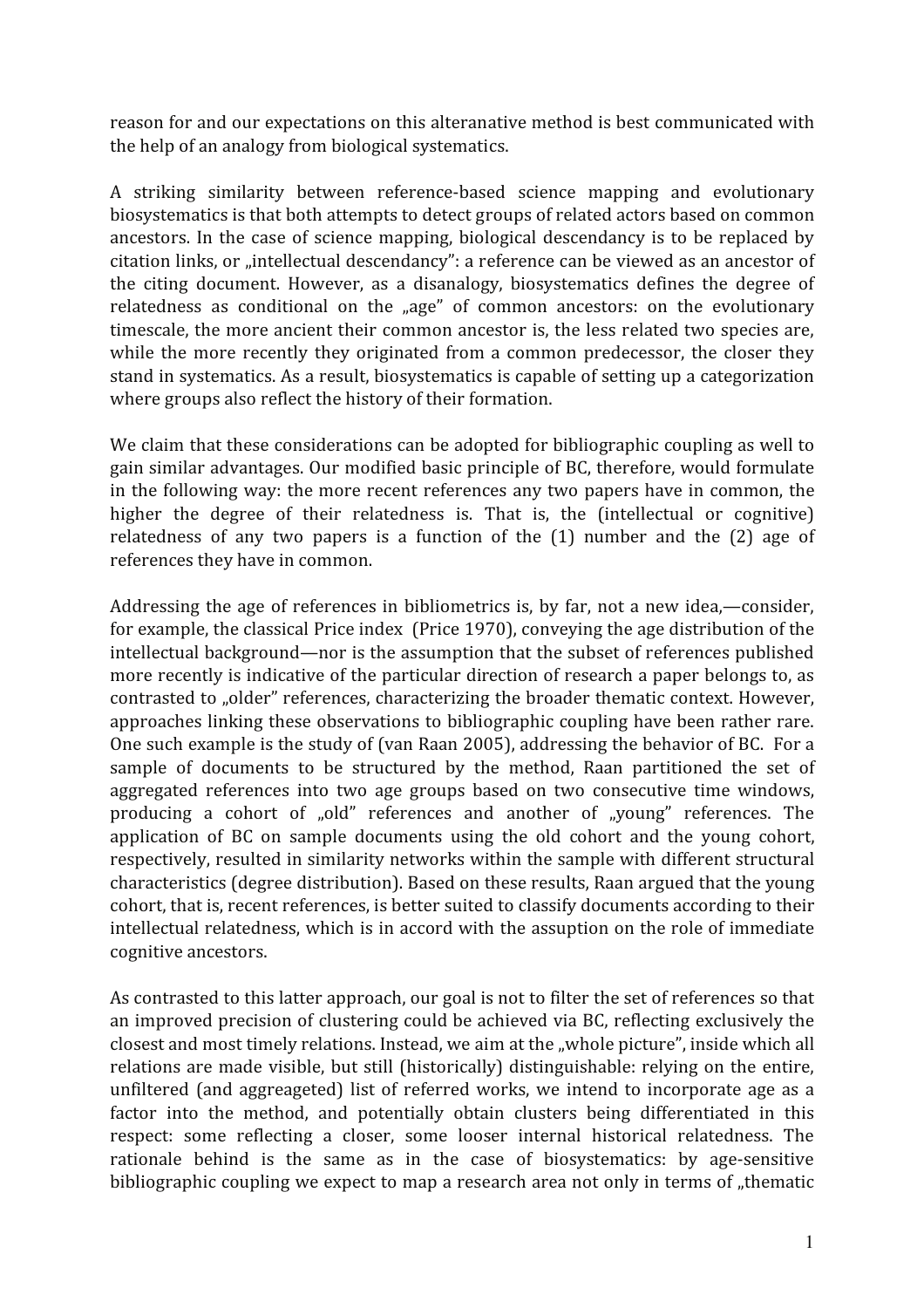reason for and our expectations on this alteranative method is best communicated with the help of an analogy from biological systematics.

A striking similarity between reference-based science mapping and evolutionary biosystematics is that both attempts to detect groups of related actors based on common ancestors. In the case of science mapping, biological descendancy is to be replaced by citation links, or „intellectual descendancy": a reference can be viewed as an ancestor of the citing document. However, as a disanalogy, biosystematics defines the degree of relatedness as conditional on the „age" of common ancestors: on the evolutionary timescale, the more ancient their common ancestor is, the less related two species are, while the more recently they originated from a common predecessor, the closer they stand in systematics. As a result, biosystematics is capable of setting up a categorization where groups also reflect the history of their formation.

We claim that these considerations can be adopted for bibliographic coupling as well to gain similar advantages. Our modified basic principle of BC, therefore, would formulate in the following way: the more recent references any two papers have in common, the higher the degree of their relatedness is. That is, the (intellectual or cognitive) relatedness of any two papers is a function of the (1) number and the (2) age of references they have in common.

Addressing the age of references in bibliometrics is, by far, not a new idea,—consider, for example, the classical Price index (Price 1970), conveying the age distribution of the intellectual background—nor is the assumption that the subset of references published more recently is indicative of the particular direction of research a paper belongs to, as contrasted to „older" references, characterizing the broader thematic context. However, approaches linking these observations to bibliographic coupling have been rather rare. One such example is the study of (van Raan 2005), addressing the behavior of BC. For a sample of documents to be structured by the method, Raan partitioned the set of aggregated references into two age groups based on two consecutive time windows, producing a cohort of „old" references and another of „young" references. The application of BC on sample documents using the old cohort and the young cohort, respectively, resulted in similarity networks within the sample with different structural characteristics (degree distribution). Based on these results, Raan argued that the young cohort, that is, recent references, is better suited to classify documents according to their intellectual relatedness, which is in accord with the assuption on the role of immediate cognitive ancestors.

As contrasted to this latter approach, our goal is not to filter the set of references so that an improved precision of clustering could be achieved via BC, reflecting exclusively the closest and most timely relations. Instead, we aim at the „whole picture", inside which all relations are made visible, but still (historically) distinguishable: relying on the entire, unfiltered (and aggreageted) list of referred works, we intend to incorporate age as a factor into the method, and potentially obtain clusters being differentiated in this respect: some reflecting a closer, some looser internal historical relatedness. The rationale behind is the same as in the case of biosystematics: by age-sensitive bibliographic coupling we expect to map a research area not only in terms of „thematic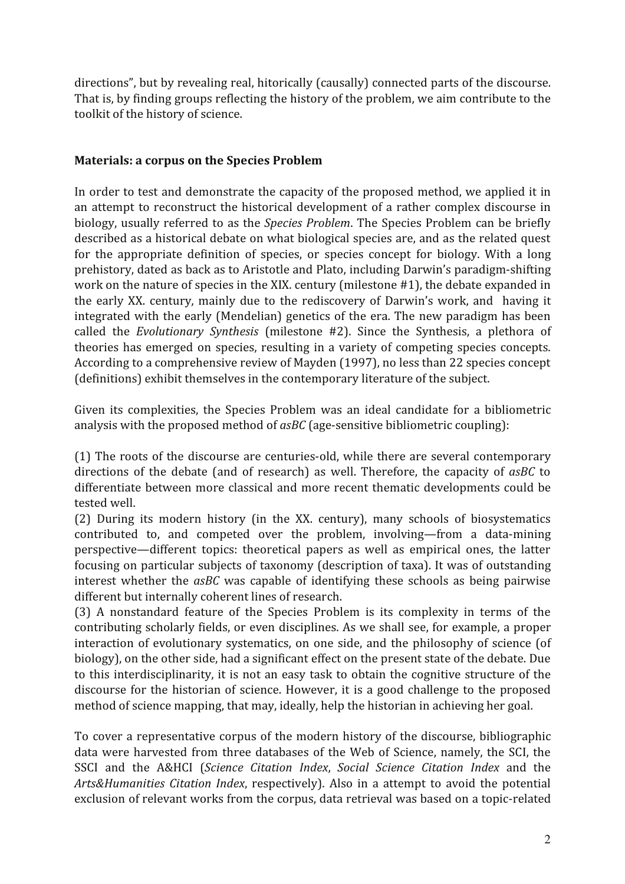directions", but by revealing real, hitorically (causally) connected parts of the discourse. That is, by finding groups reflecting the history of the problem, we aim contribute to the toolkit of the history of science.

## Materials: a corpus on the Species Problem

In order to test and demonstrate the capacity of the proposed method, we applied it in an attempt to reconstruct the historical development of a rather complex discourse in biology, usually referred to as the *Species Problem*. The Species Problem can be briefly described as a historical debate on what biological species are, and as the related quest for the appropriate definition of species, or species concept for biology. With a long prehistory, dated as back as to Aristotle and Plato, including Darwin's paradigm-shifting work on the nature of species in the XIX. century (milestone #1), the debate expanded in the early XX. century, mainly due to the rediscovery of Darwin's work, and having it integrated with the early (Mendelian) genetics of the era. The new paradigm has been called the *Evolutionary Synthesis* (milestone #2). Since the Synthesis, a plethora of theories has emerged on species, resulting in a variety of competing species concepts. According to a comprehensive review of Mayden (1997), no less than 22 species concept (definitions) exhibit themselves in the contemporary literature of the subject.

Given its complexities, the Species Problem was an ideal candidate for a bibliometric analysis with the proposed method of *asBC* (age-sensitive bibliometric coupling):

(1) The roots of the discourse are centuries-old, while there are several contemporary directions of the debate (and of research) as well. Therefore, the capacity of *asBC* to differentiate between more classical and more recent thematic developments could be tested well.
(2) During its modern history (in the XX. century), many schools of biosystematics contributed to, and competed over the problem, involving—from a data-mining perspective—different topics: theoretical papers as well as empirical ones, the latter focusing on particular subjects of taxonomy (description of taxa). It was of outstanding interest whether the *asBC* was capable of identifying these schools as being pairwise different but internally coherent lines of research.
(3) A nonstandard feature of the Species Problem is its complexity in terms of the contributing scholarly fields, or even disciplines. As we shall see, for example, a proper interaction of evolutionary systematics, on one side, and the philosophy of science (of biology), on the other side, had a significant effect on the present state of the debate. Due to this interdisciplinarity, it is not an easy task to obtain the cognitive structure of the discourse for the historian of science. However, it is a good challenge to the proposed method of science mapping, that may, ideally, help the historian in achieving her goal.

To cover a representative corpus of the modern history of the discourse, bibliographic data were harvested from three databases of the Web of Science, namely, the SCI, the SSCI and the A&HCI (*Science Citation Index*, *Social Science Citation Index* and the *Arts&Humanities Citation Index*, respectively). Also in a attempt to avoid the potential exclusion of relevant works from the corpus, data retrieval was based on a topic-related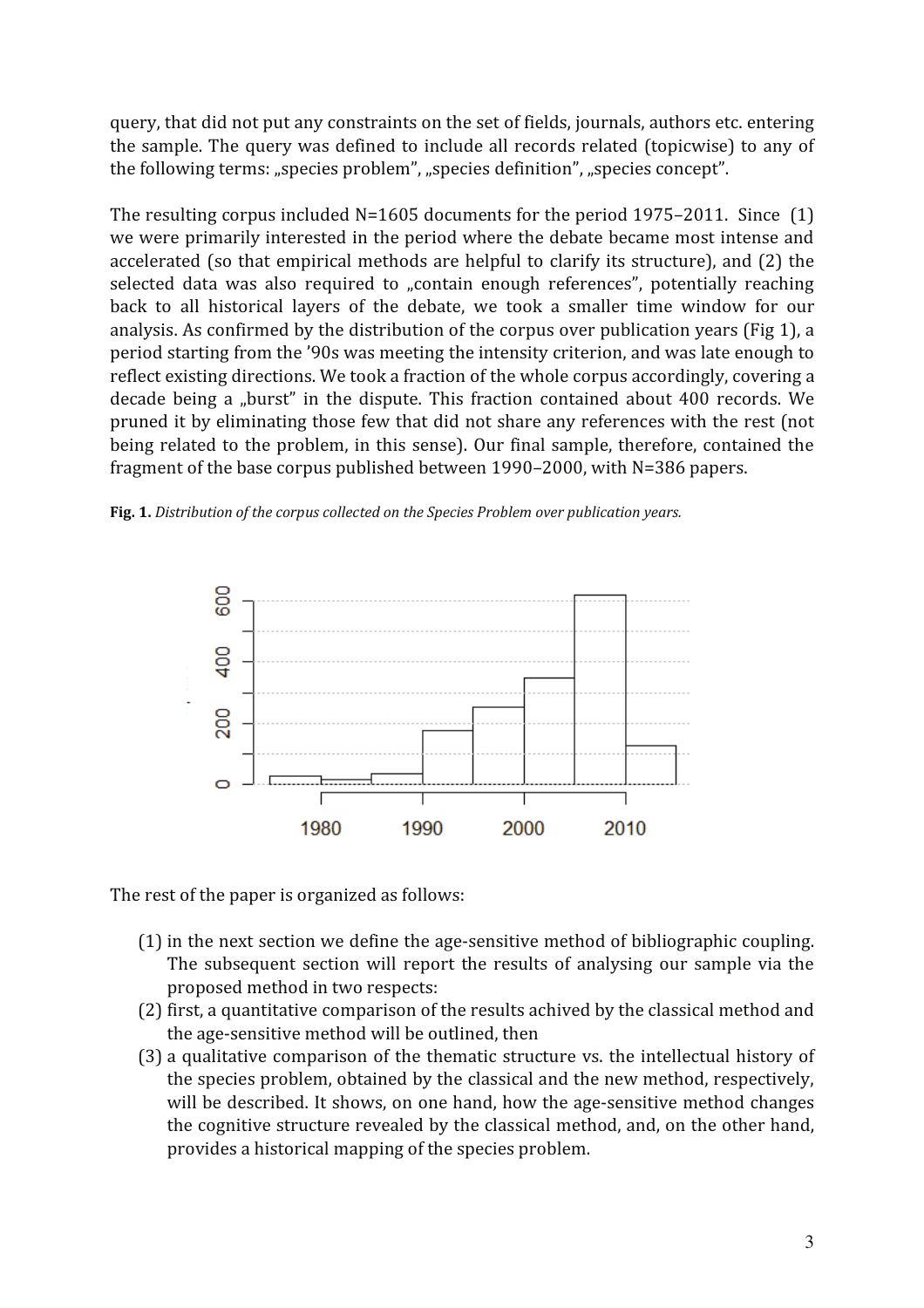query, that did not put any constraints on the set of fields, journals, authors etc. entering the sample. The query was defined to include all records related (topicwise) to any of the following terms: „species problem", „species definition", „species concept".

The resulting corpus included N=1605 documents for the period 1975–2011. Since (1) we were primarily interested in the period where the debate became most intense and accelerated (so that empirical methods are helpful to clarify its structure), and (2) the selected data was also required to „contain enough references", potentially reaching back to all historical layers of the debate, we took a smaller time window for our analysis. As confirmed by the distribution of the corpus over publication years (Fig 1), a period starting from the '90s was meeting the intensity criterion, and was late enough to reflect existing directions. We took a fraction of the whole corpus accordingly, covering a decade being a „burst" in the dispute. This fraction contained about 400 records. We pruned it by eliminating those few that did not share any references with the rest (not being related to the problem, in this sense). Our final sample, therefore, contained the fragment of the base corpus published between 1990–2000, with N=386 papers.

**Fig. 1.** *Distribution of the corpus collected on the Species Problem over publication years.*

The rest of the paper is organized as follows:

(1) in the next section we define the age-sensitive method of bibliographic coupling. The subsequent section will report the results of analysing our sample via the proposed method in two respects:
(2) first, a quantitative comparison of the results achived by the classical method and the age-sensitive method will be outlined, then
(3) a qualitative comparison of the thematic structure vs. the intellectual history of the species problem, obtained by the classical and the new method, respectively, will be described. It shows, on one hand, how the age-sensitive method changes the cognitive structure revealed by the classical method, and, on the other hand, provides a historical mapping of the species problem.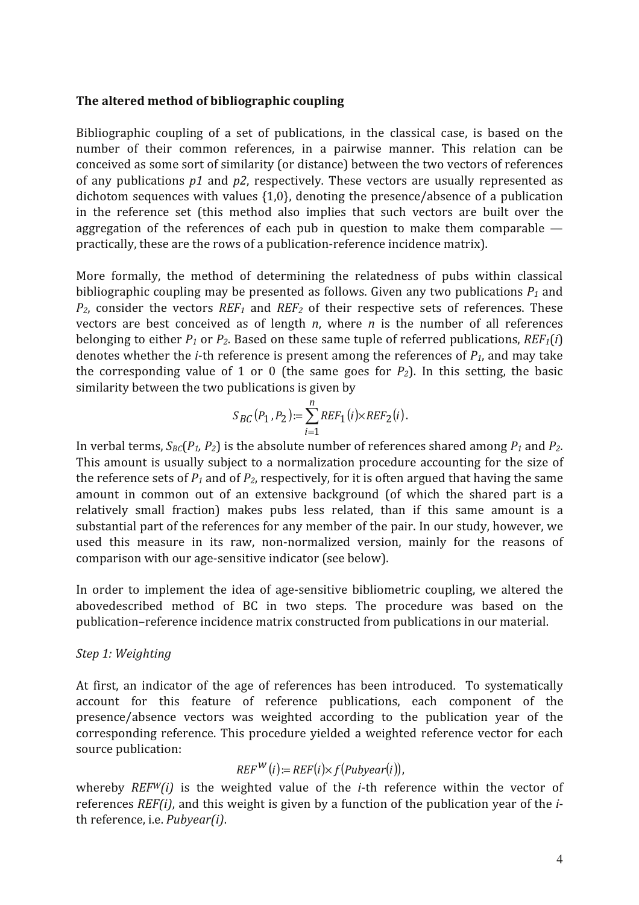**The altered method of bibliographic coupling**

Bibliographic coupling of a set of publications, in the classical case, is based on the number of their common references, in a pairwise manner. This relation can be conceived as some sort of similarity (or distance) between the two vectors of references of any publications *p1* and *p2*, respectively. These vectors are usually represented as dichotom sequences with values {1,0}, denoting the presence/absence of a publication in the reference set (this method also implies that such vectors are built over the aggregation of the references of each pub in question to make them comparable — practically, these are the rows of a publication-reference incidence matrix).

More formally, the method of determining the relatedness of pubs within classical bibliographic coupling may be presented as follows. Given any two publications $P_1$ and $P_2$, consider the vectors $REF_1$ and $REF_2$ of their respective sets of references. These vectors are best conceived as of length $n$, where $n$ is the number of all references belonging to either $P_1$ or $P_2$. Based on these same tuple of referred publications, $REF_1(i)$ denotes whether the $i$-th reference is present among the references of $P_1$, and may take the corresponding value of 1 or 0 (the same goes for $P_2$). In this setting, the basic similarity between the two publications is given by

$$S_{BC}(P_1, P_2) := \sum_{i=1}^{n} REF_1(i) \times REF_2(i).$$

In verbal terms, $S_{BC}(P_1, P_2)$ is the absolute number of references shared among $P_1$ and $P_2$. This amount is usually subject to a normalization procedure accounting for the size of the reference sets of $P_1$ and of $P_2$, respectively, for it is often argued that having the same amount in common out of an extensive background (of which the shared part is a relatively small fraction) makes pubs less related, than if this same amount is a substantial part of the references for any member of the pair. In our study, however, we used this measure in its raw, non-normalized version, mainly for the reasons of comparison with our age-sensitive indicator (see below).

In order to implement the idea of age-sensitive bibliometric coupling, we altered the abovedescribed method of BC in two steps. The procedure was based on the publication–reference incidence matrix constructed from publications in our material.

*Step 1: Weighting*

At first, an indicator of the age of references has been introduced. To systematically account for this feature of reference publications, each component of the presence/absence vectors was weighted according to the publication year of the corresponding reference. This procedure yielded a weighted reference vector for each source publication:

$$REF^{W}(i) := REF(i) \times f(Pubyear(i)),$$

whereby $REF^{W}(i)$ is the weighted value of the $i$-th reference within the vector of references $REF(i)$, and this weight is given by a function of the publication year of the $i$-th reference, i.e. $Pubyear(i)$.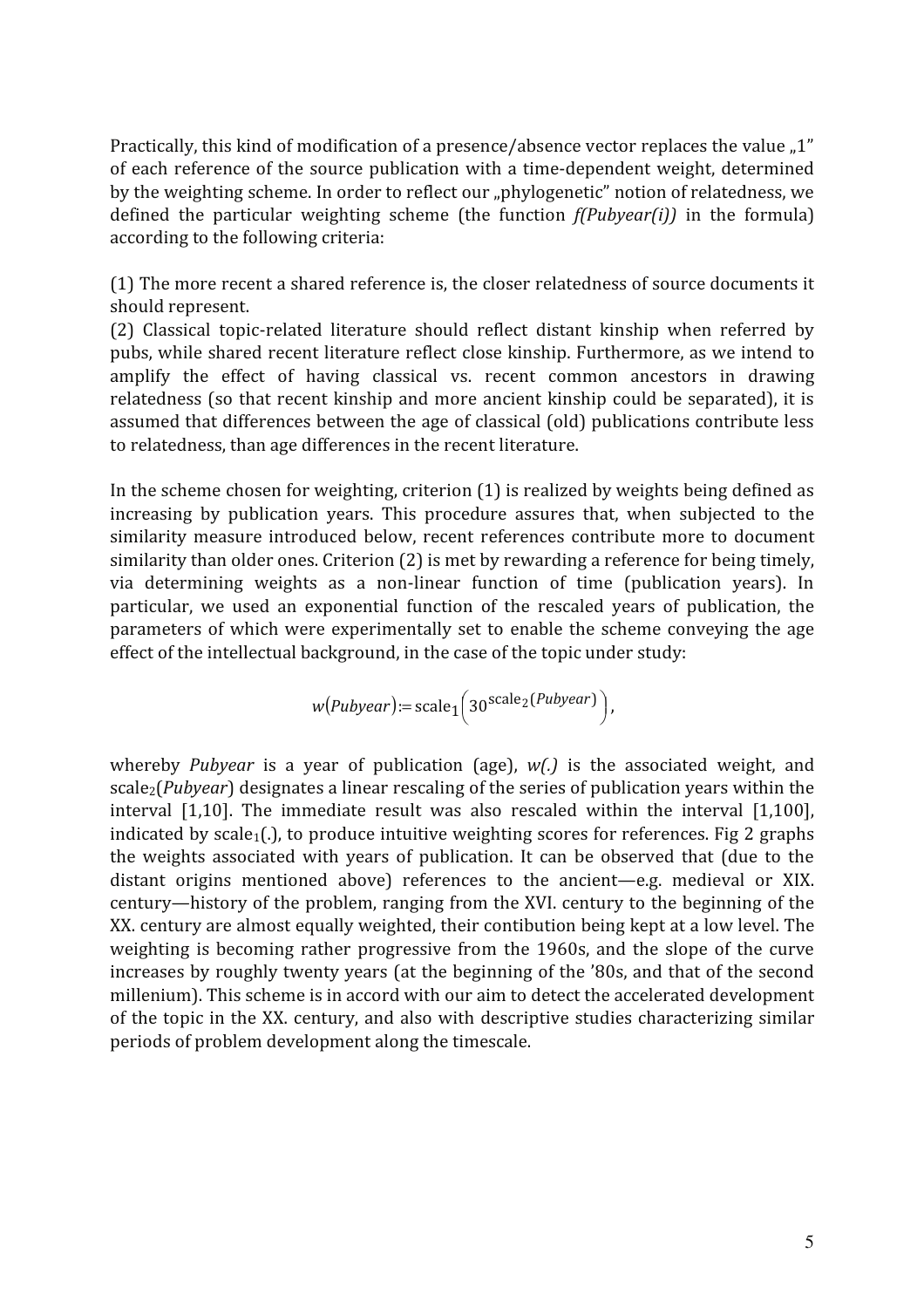Practically, this kind of modification of a presence/absence vector replaces the value „1" of each reference of the source publication with a time-dependent weight, determined by the weighting scheme. In order to reflect our „phylogenetic" notion of relatedness, we defined the particular weighting scheme (the function *f(Pubyear(i))* in the formula) according to the following criteria:

(1) The more recent a shared reference is, the closer relatedness of source documents it should represent.
(2) Classical topic-related literature should reflect distant kinship when referred by pubs, while shared recent literature reflect close kinship. Furthermore, as we intend to amplify the effect of having classical vs. recent common ancestors in drawing relatedness (so that recent kinship and more ancient kinship could be separated), it is assumed that differences between the age of classical (old) publications contribute less to relatedness, than age differences in the recent literature.

In the scheme chosen for weighting, criterion (1) is realized by weights being defined as increasing by publication years. This procedure assures that, when subjected to the similarity measure introduced below, recent references contribute more to document similarity than older ones. Criterion (2) is met by rewarding a reference for being timely, via determining weights as a non-linear function of time (publication years). In particular, we used an exponential function of the rescaled years of publication, the parameters of which were experimentally set to enable the scheme conveying the age effect of the intellectual background, in the case of the topic under study:

$$w(Pubyear) := \mathrm{scale}_1\left(30^{\mathrm{scale}_2(Pubyear)}\right),$$

whereby *Pubyear* is a year of publication (age), *w(.)* is the associated weight, and $\mathrm{scale}_2(Pubyear)$ designates a linear rescaling of the series of publication years within the interval [1,10]. The immediate result was also rescaled within the interval [1,100], indicated by $\mathrm{scale}_1(.)$, to produce intuitive weighting scores for references. Fig 2 graphs the weights associated with years of publication. It can be observed that (due to the distant origins mentioned above) references to the ancient—e.g. medieval or XIX. century—history of the problem, ranging from the XVI. century to the beginning of the XX. century are almost equally weighted, their contibution being kept at a low level. The weighting is becoming rather progressive from the 1960s, and the slope of the curve increases by roughly twenty years (at the beginning of the '80s, and that of the second millenium). This scheme is in accord with our aim to detect the accelerated development of the topic in the XX. century, and also with descriptive studies characterizing similar periods of problem development along the timescale.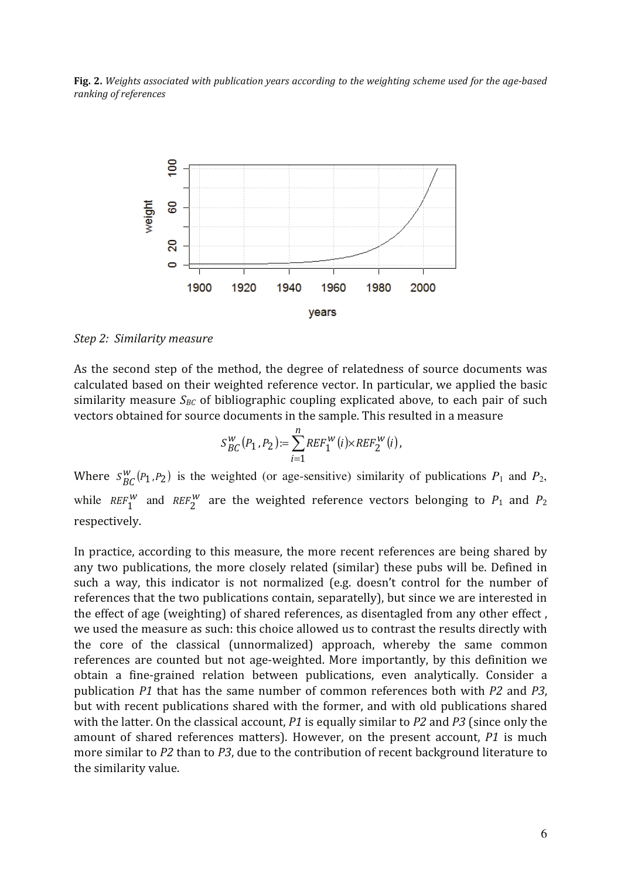**Fig. 2.** *Weights associated with publication years according to the weighting scheme used for the age-based ranking of references*

*Step 2: Similarity measure*

As the second step of the method, the degree of relatedness of source documents was calculated based on their weighted reference vector. In particular, we applied the basic similarity measure $S_{BC}$ of bibliographic coupling explicated above, to each pair of such vectors obtained for source documents in the sample. This resulted in a measure

$$S_{BC}^{W}(P_1, P_2) := \sum_{i=1}^{n} REF_1^{W}(i) \times REF_2^{W}(i),$$

Where $S_{BC}^{W}(P_1, P_2)$ is the weighted (or age-sensitive) similarity of publications $P_1$ and $P_2$, while $REF_1^{W}$ and $REF_2^{W}$ are the weighted reference vectors belonging to $P_1$ and $P_2$ respectively.

In practice, according to this measure, the more recent references are being shared by any two publications, the more closely related (similar) these pubs will be. Defined in such a way, this indicator is not normalized (e.g. doesn't control for the number of references that the two publications contain, separatelly), but since we are interested in the effect of age (weighting) of shared references, as disentagled from any other effect , we used the measure as such: this choice allowed us to contrast the results directly with the core of the classical (unnormalized) approach, whereby the same common references are counted but not age-weighted. More importantly, by this definition we obtain a fine-grained relation between publications, even analytically. Consider a publication *P1* that has the same number of common references both with *P2* and *P3*, but with recent publications shared with the former, and with old publications shared with the latter. On the classical account, *P1* is equally similar to *P2* and *P3* (since only the amount of shared references matters). However, on the present account, *P1* is much more similar to *P2* than to *P3*, due to the contribution of recent background literature to the similarity value.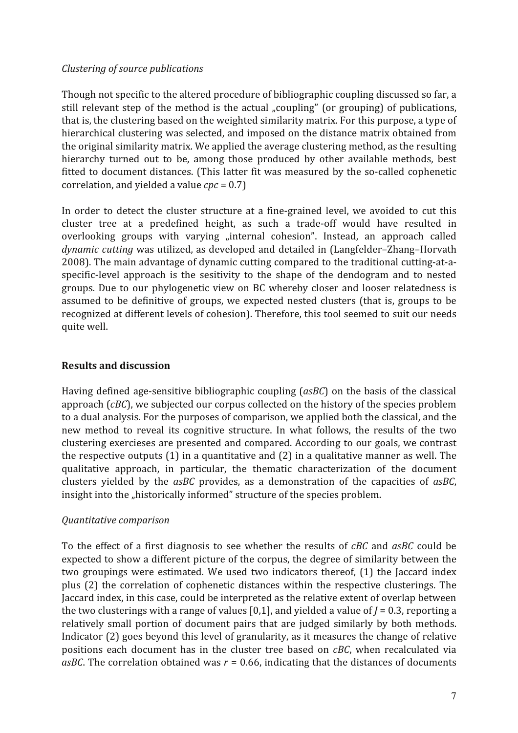*Clustering of source publications*

Though not specific to the altered procedure of bibliographic coupling discussed so far, a still relevant step of the method is the actual „coupling" (or grouping) of publications, that is, the clustering based on the weighted similarity matrix. For this purpose, a type of hierarchical clustering was selected, and imposed on the distance matrix obtained from the original similarity matrix. We applied the average clustering method, as the resulting hierarchy turned out to be, among those produced by other available methods, best fitted to document distances. (This latter fit was measured by the so-called cophenetic correlation, and yielded a value $cpc$ = 0.7)

In order to detect the cluster structure at a fine-grained level, we avoided to cut this cluster tree at a predefined height, as such a trade-off would have resulted in overlooking groups with varying „internal cohesion". Instead, an approach called *dynamic cutting* was utilized, as developed and detailed in (Langfelder–Zhang–Horvath 2008). The main advantage of dynamic cutting compared to the traditional cutting-at-a-specific-level approach is the sesitivity to the shape of the dendogram and to nested groups. Due to our phylogenetic view on BC whereby closer and looser relatedness is assumed to be definitive of groups, we expected nested clusters (that is, groups to be recognized at different levels of cohesion). Therefore, this tool seemed to suit our needs quite well.

## Results and discussion

Having defined age-sensitive bibliographic coupling (*asBC*) on the basis of the classical approach (*cBC*), we subjected our corpus collected on the history of the species problem to a dual analysis. For the purposes of comparison, we applied both the classical, and the new method to reveal its cognitive structure. In what follows, the results of the two clustering exercieses are presented and compared. According to our goals, we contrast the respective outputs (1) in a quantitative and (2) in a qualitative manner as well. The qualitative approach, in particular, the thematic characterization of the document clusters yielded by the *asBC* provides, as a demonstration of the capacities of *asBC*, insight into the „historically informed" structure of the species problem.

*Quantitative comparison*

To the effect of a first diagnosis to see whether the results of *cBC* and *asBC* could be expected to show a different picture of the corpus, the degree of similarity between the two groupings were estimated. We used two indicators thereof, (1) the Jaccard index plus (2) the correlation of cophenetic distances within the respective clusterings. The Jaccard index, in this case, could be interpreted as the relative extent of overlap between the two clusterings with a range of values [0,1], and yielded a value of $J$ = 0.3, reporting a relatively small portion of document pairs that are judged similarly by both methods. Indicator (2) goes beyond this level of granularity, as it measures the change of relative positions each document has in the cluster tree based on *cBC*, when recalculated via *asBC*. The correlation obtained was $r$ = 0.66, indicating that the distances of documents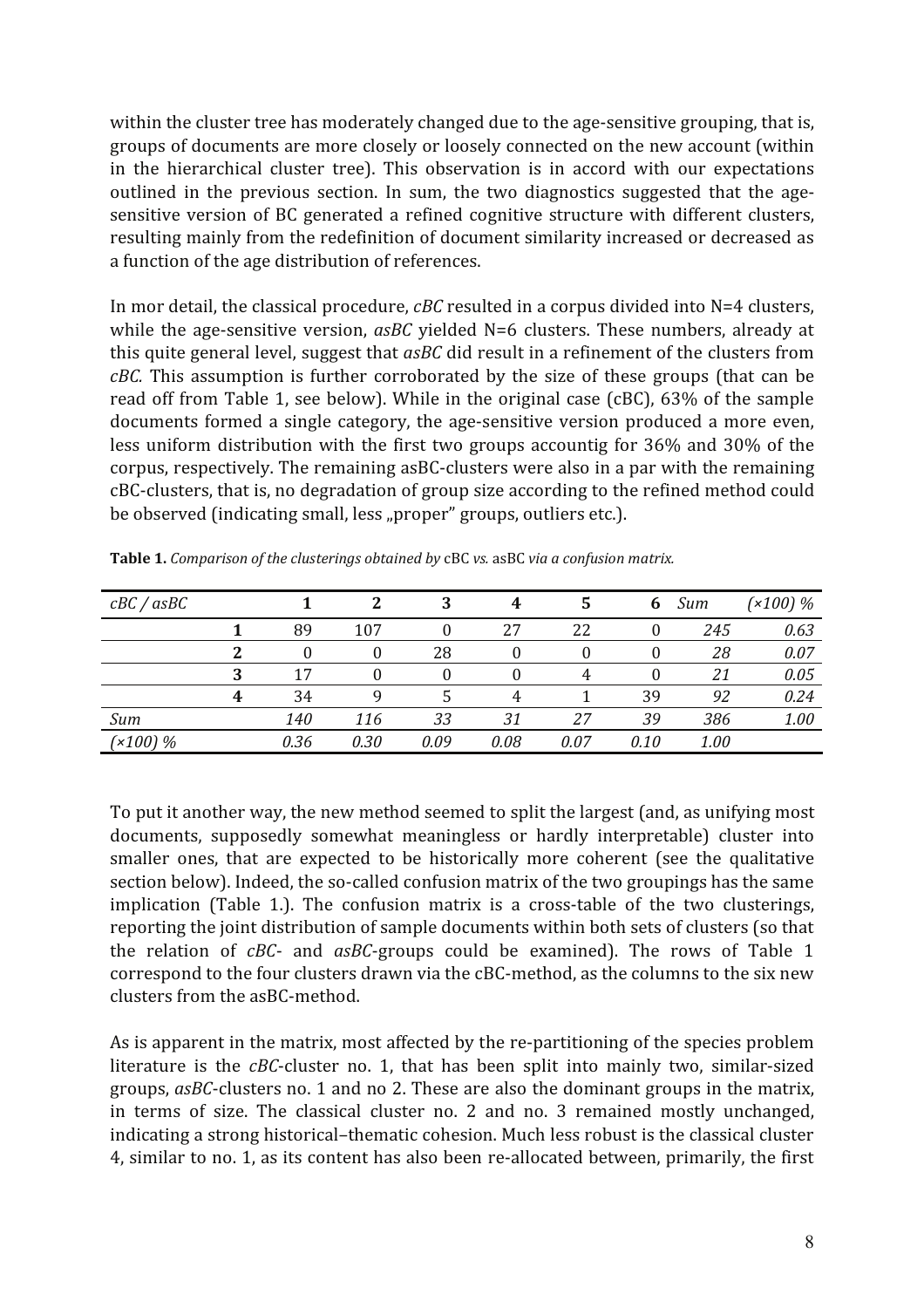within the cluster tree has moderately changed due to the age-sensitive grouping, that is, groups of documents are more closely or loosely connected on the new account (within in the hierarchical cluster tree). This observation is in accord with our expectations outlined in the previous section. In sum, the two diagnostics suggested that the age-sensitive version of BC generated a refined cognitive structure with different clusters, resulting mainly from the redefinition of document similarity increased or decreased as a function of the age distribution of references.

In mor detail, the classical procedure, *cBC* resulted in a corpus divided into N=4 clusters, while the age-sensitive version, *asBC* yielded N=6 clusters. These numbers, already at this quite general level, suggest that *asBC* did result in a refinement of the clusters from *cBC*. This assumption is further corroborated by the size of these groups (that can be read off from Table 1, see below). While in the original case (cBC), 63% of the sample documents formed a single category, the age-sensitive version produced a more even, less uniform distribution with the first two groups accountig for 36% and 30% of the corpus, respectively. The remaining asBC-clusters were also in a par with the remaining cBC-clusters, that is, no degradation of group size according to the refined method could be observed (indicating small, less „proper" groups, outliers etc.).

**Table 1.** *Comparison of the clusterings obtained by* cBC *vs.* asBC *via a confusion matrix.*

| *cBC / asBC* | | **1** | **2** | **3** | **4** | **5** | **6** | *Sum* | *(×100) %* |
|---|---|---|---|---|---|---|---|---|---|
| | **1** | 89 | 107 | 0 | 27 | 22 | 0 | *245* | *0.63* |
| | **2** | 0 | 0 | 28 | 0 | 0 | 0 | *28* | *0.07* |
| | **3** | 17 | 0 | 0 | 0 | 4 | 0 | *21* | *0.05* |
| | **4** | 34 | 9 | 5 | 4 | 1 | 39 | *92* | *0.24* |
| *Sum* | | *140* | *116* | *33* | *31* | *27* | *39* | *386* | *1.00* |
| *(×100) %* | | *0.36* | *0.30* | *0.09* | *0.08* | *0.07* | *0.10* | *1.00* | |

To put it another way, the new method seemed to split the largest (and, as unifying most documents, supposedly somewhat meaningless or hardly interpretable) cluster into smaller ones, that are expected to be historically more coherent (see the qualitative section below). Indeed, the so-called confusion matrix of the two groupings has the same implication (Table 1.). The confusion matrix is a cross-table of the two clusterings, reporting the joint distribution of sample documents within both sets of clusters (so that the relation of *cBC*- and *asBC*-groups could be examined). The rows of Table 1 correspond to the four clusters drawn via the cBC-method, as the columns to the six new clusters from the asBC-method.

As is apparent in the matrix, most affected by the re-partitioning of the species problem literature is the *cBC*-cluster no. 1, that has been split into mainly two, similar-sized groups, *asBC*-clusters no. 1 and no 2. These are also the dominant groups in the matrix, in terms of size. The classical cluster no. 2 and no. 3 remained mostly unchanged, indicating a strong historical–thematic cohesion. Much less robust is the classical cluster 4, similar to no. 1, as its content has also been re-allocated between, primarily, the first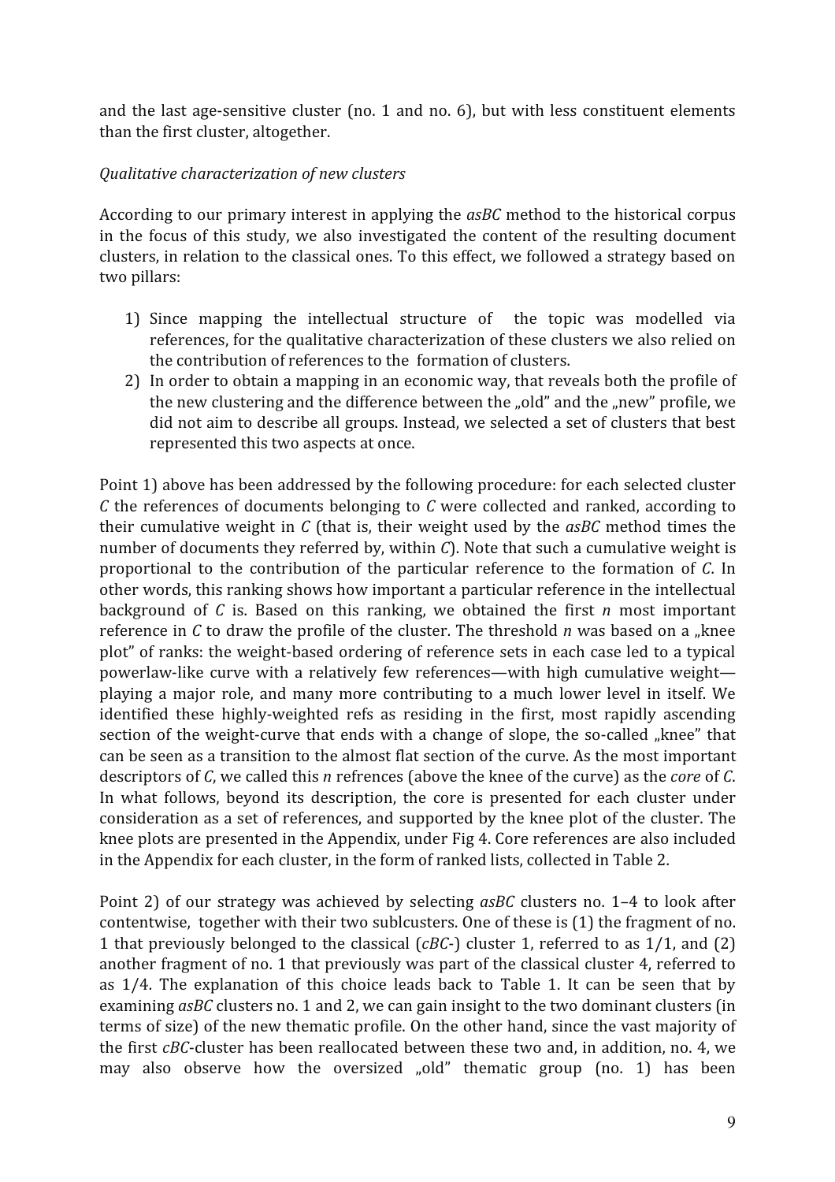and the last age-sensitive cluster (no. 1 and no. 6), but with less constituent elements than the first cluster, altogether.

*Qualitative characterization of new clusters*

According to our primary interest in applying the *asBC* method to the historical corpus in the focus of this study, we also investigated the content of the resulting document clusters, in relation to the classical ones. To this effect, we followed a strategy based on two pillars:

1) Since mapping the intellectual structure of the topic was modelled via references, for the qualitative characterization of these clusters we also relied on the contribution of references to the formation of clusters.
2) In order to obtain a mapping in an economic way, that reveals both the profile of the new clustering and the difference between the „old" and the „new" profile, we did not aim to describe all groups. Instead, we selected a set of clusters that best represented this two aspects at once.

Point 1) above has been addressed by the following procedure: for each selected cluster $C$ the references of documents belonging to $C$ were collected and ranked, according to their cumulative weight in $C$ (that is, their weight used by the *asBC* method times the number of documents they referred by, within $C$). Note that such a cumulative weight is proportional to the contribution of the particular reference to the formation of $C$. In other words, this ranking shows how important a particular reference in the intellectual background of $C$ is. Based on this ranking, we obtained the first $n$ most important reference in $C$ to draw the profile of the cluster. The threshold $n$ was based on a „knee plot" of ranks: the weight-based ordering of reference sets in each case led to a typical powerlaw-like curve with a relatively few references—with high cumulative weight—playing a major role, and many more contributing to a much lower level in itself. We identified these highly-weighted refs as residing in the first, most rapidly ascending section of the weight-curve that ends with a change of slope, the so-called „knee" that can be seen as a transition to the almost flat section of the curve. As the most important descriptors of $C$, we called this $n$ refrences (above the knee of the curve) as the *core* of $C$. In what follows, beyond its description, the core is presented for each cluster under consideration as a set of references, and supported by the knee plot of the cluster. The knee plots are presented in the Appendix, under Fig 4. Core references are also included in the Appendix for each cluster, in the form of ranked lists, collected in Table 2.

Point 2) of our strategy was achieved by selecting *asBC* clusters no. 1–4 to look after contentwise, together with their two sublclusters. One of these is (1) the fragment of no. 1 that previously belonged to the classical (*cBC*-) cluster 1, referred to as 1/1, and (2) another fragment of no. 1 that previously was part of the classical cluster 4, referred to as 1/4. The explanation of this choice leads back to Table 1. It can be seen that by examining *asBC* clusters no. 1 and 2, we can gain insight to the two dominant clusters (in terms of size) of the new thematic profile. On the other hand, since the vast majority of the first *cBC*-cluster has been reallocated between these two and, in addition, no. 4, we may also observe how the oversized „old" thematic group (no. 1) has been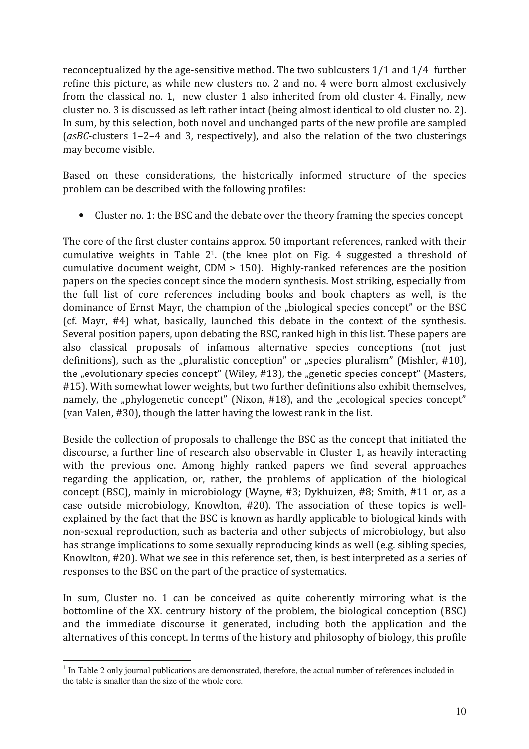reconceptualized by the age-sensitive method. The two sublcusters 1/1 and 1/4 further refine this picture, as while new clusters no. 2 and no. 4 were born almost exclusively from the classical no. 1, new cluster 1 also inherited from old cluster 4. Finally, new cluster no. 3 is discussed as left rather intact (being almost identical to old cluster no. 2). In sum, by this selection, both novel and unchanged parts of the new profile are sampled (*asBC*-clusters 1–2–4 and 3, respectively), and also the relation of the two clusterings may become visible.

Based on these considerations, the historically informed structure of the species problem can be described with the following profiles:

- Cluster no. 1: the BSC and the debate over the theory framing the species concept

The core of the first cluster contains approx. 50 important references, ranked with their cumulative weights in Table 2[1]. (the knee plot on Fig. 4 suggested a threshold of cumulative document weight, CDM > 150). Highly-ranked references are the position papers on the species concept since the modern synthesis. Most striking, especially from the full list of core references including books and book chapters as well, is the dominance of Ernst Mayr, the champion of the „biological species concept" or the BSC (cf. Mayr, #4) what, basically, launched this debate in the context of the synthesis. Several position papers, upon debating the BSC, ranked high in this list. These papers are also classical proposals of infamous alternative species conceptions (not just definitions), such as the „pluralistic conception" or „species pluralism" (Mishler, #10), the „evolutionary species concept" (Wiley, #13), the „genetic species concept" (Masters, #15). With somewhat lower weights, but two further definitions also exhibit themselves, namely, the „phylogenetic concept" (Nixon, #18), and the „ecological species concept" (van Valen, #30), though the latter having the lowest rank in the list.

Beside the collection of proposals to challenge the BSC as the concept that initiated the discourse, a further line of research also observable in Cluster 1, as heavily interacting with the previous one. Among highly ranked papers we find several approaches regarding the application, or, rather, the problems of application of the biological concept (BSC), mainly in microbiology (Wayne, #3; Dykhuizen, #8; Smith, #11 or, as a case outside microbiology, Knowlton, #20). The association of these topics is well-explained by the fact that the BSC is known as hardly applicable to biological kinds with non-sexual reproduction, such as bacteria and other subjects of microbiology, but also has strange implications to some sexually reproducing kinds as well (e.g. sibling species, Knowlton, #20). What we see in this reference set, then, is best interpreted as a series of responses to the BSC on the part of the practice of systematics.

In sum, Cluster no. 1 can be conceived as quite coherently mirroring what is the bottomline of the XX. centrury history of the problem, the biological conception (BSC) and the immediate discourse it generated, including both the application and the alternatives of this concept. In terms of the history and philosophy of biology, this profile

[1] In Table 2 only journal publications are demonstrated, therefore, the actual number of references included in the table is smaller than the size of the whole core.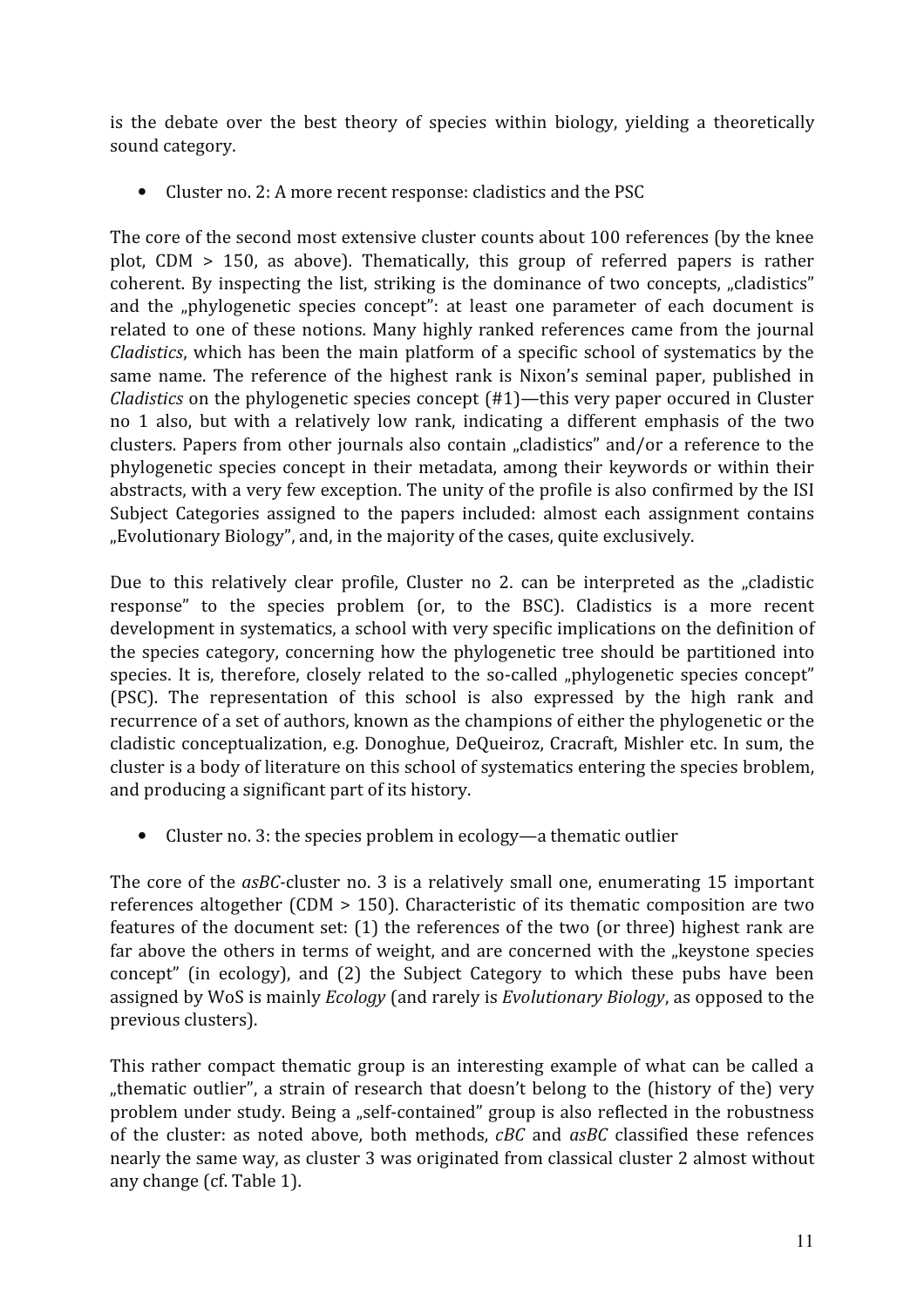is the debate over the best theory of species within biology, yielding a theoretically sound category.

- Cluster no. 2: A more recent response: cladistics and the PSC

The core of the second most extensive cluster counts about 100 references (by the knee plot, CDM > 150, as above). Thematically, this group of referred papers is rather coherent. By inspecting the list, striking is the dominance of two concepts, „cladistics" and the „phylogenetic species concept": at least one parameter of each document is related to one of these notions. Many highly ranked references came from the journal *Cladistics*, which has been the main platform of a specific school of systematics by the same name. The reference of the highest rank is Nixon's seminal paper, published in *Cladistics* on the phylogenetic species concept (#1)—this very paper occured in Cluster no 1 also, but with a relatively low rank, indicating a different emphasis of the two clusters. Papers from other journals also contain „cladistics" and/or a reference to the phylogenetic species concept in their metadata, among their keywords or within their abstracts, with a very few exception. The unity of the profile is also confirmed by the ISI Subject Categories assigned to the papers included: almost each assignment contains „Evolutionary Biology", and, in the majority of the cases, quite exclusively.

Due to this relatively clear profile, Cluster no 2. can be interpreted as the „cladistic response" to the species problem (or, to the BSC). Cladistics is a more recent development in systematics, a school with very specific implications on the definition of the species category, concerning how the phylogenetic tree should be partitioned into species. It is, therefore, closely related to the so-called „phylogenetic species concept" (PSC). The representation of this school is also expressed by the high rank and recurrence of a set of authors, known as the champions of either the phylogenetic or the cladistic conceptualization, e.g. Donoghue, DeQueiroz, Cracraft, Mishler etc. In sum, the cluster is a body of literature on this school of systematics entering the species broblem, and producing a significant part of its history.

- Cluster no. 3: the species problem in ecology—a thematic outlier

The core of the *asBC*-cluster no. 3 is a relatively small one, enumerating 15 important references altogether (CDM > 150). Characteristic of its thematic composition are two features of the document set: (1) the references of the two (or three) highest rank are far above the others in terms of weight, and are concerned with the „keystone species concept" (in ecology), and (2) the Subject Category to which these pubs have been assigned by WoS is mainly *Ecology* (and rarely is *Evolutionary Biology*, as opposed to the previous clusters).

This rather compact thematic group is an interesting example of what can be called a „thematic outlier", a strain of research that doesn't belong to the (history of the) very problem under study. Being a „self-contained" group is also reflected in the robustness of the cluster: as noted above, both methods, *cBC* and *asBC* classified these refences nearly the same way, as cluster 3 was originated from classical cluster 2 almost without any change (cf. Table 1).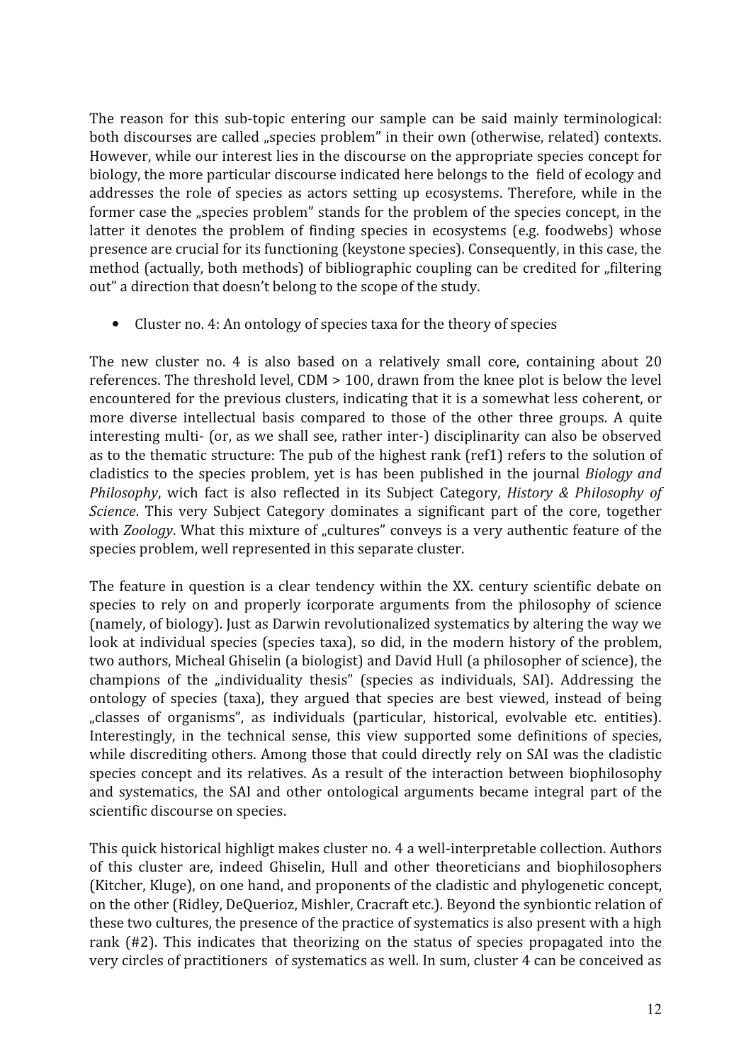The reason for this sub-topic entering our sample can be said mainly terminological: both discourses are called „species problem" in their own (otherwise, related) contexts. However, while our interest lies in the discourse on the appropriate species concept for biology, the more particular discourse indicated here belongs to the field of ecology and addresses the role of species as actors setting up ecosystems. Therefore, while in the former case the „species problem" stands for the problem of the species concept, in the latter it denotes the problem of finding species in ecosystems (e.g. foodwebs) whose presence are crucial for its functioning (keystone species). Consequently, in this case, the method (actually, both methods) of bibliographic coupling can be credited for „filtering out" a direction that doesn't belong to the scope of the study.

- Cluster no. 4: An ontology of species taxa for the theory of species

The new cluster no. 4 is also based on a relatively small core, containing about 20 references. The threshold level, CDM > 100, drawn from the knee plot is below the level encountered for the previous clusters, indicating that it is a somewhat less coherent, or more diverse intellectual basis compared to those of the other three groups. A quite interesting multi- (or, as we shall see, rather inter-) disciplinarity can also be observed as to the thematic structure: The pub of the highest rank (ref1) refers to the solution of cladistics to the species problem, yet is has been published in the journal *Biology and Philosophy*, wich fact is also reflected in its Subject Category, *History & Philosophy of Science*. This very Subject Category dominates a significant part of the core, together with *Zoology*. What this mixture of „cultures" conveys is a very authentic feature of the species problem, well represented in this separate cluster.

The feature in question is a clear tendency within the XX. century scientific debate on species to rely on and properly icorporate arguments from the philosophy of science (namely, of biology). Just as Darwin revolutionalized systematics by altering the way we look at individual species (species taxa), so did, in the modern history of the problem, two authors, Micheal Ghiselin (a biologist) and David Hull (a philosopher of science), the champions of the „individuality thesis" (species as individuals, SAI). Addressing the ontology of species (taxa), they argued that species are best viewed, instead of being „classes of organisms", as individuals (particular, historical, evolvable etc. entities). Interestingly, in the technical sense, this view supported some definitions of species, while discrediting others. Among those that could directly rely on SAI was the cladistic species concept and its relatives. As a result of the interaction between biophilosophy and systematics, the SAI and other ontological arguments became integral part of the scientific discourse on species.

This quick historical highligt makes cluster no. 4 a well-interpretable collection. Authors of this cluster are, indeed Ghiselin, Hull and other theoreticians and biophilosophers (Kitcher, Kluge), on one hand, and proponents of the cladistic and phylogenetic concept, on the other (Ridley, DeQuerioz, Mishler, Cracraft etc.). Beyond the synbiontic relation of these two cultures, the presence of the practice of systematics is also present with a high rank (#2). This indicates that theorizing on the status of species propagated into the very circles of practitioners of systematics as well. In sum, cluster 4 can be conceived as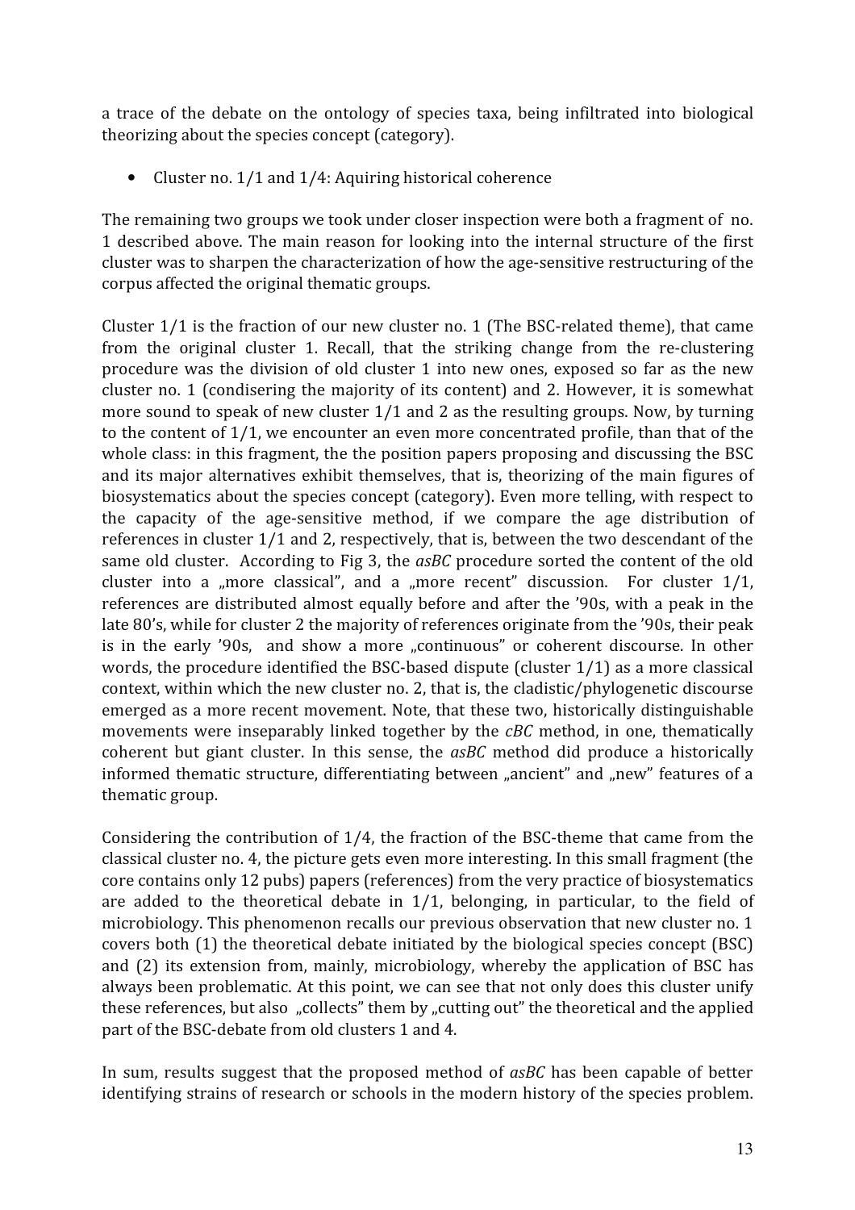a trace of the debate on the ontology of species taxa, being infiltrated into biological theorizing about the species concept (category).

- Cluster no. 1/1 and 1/4: Aquiring historical coherence

The remaining two groups we took under closer inspection were both a fragment of no. 1 described above. The main reason for looking into the internal structure of the first cluster was to sharpen the characterization of how the age-sensitive restructuring of the corpus affected the original thematic groups.

Cluster 1/1 is the fraction of our new cluster no. 1 (The BSC-related theme), that came from the original cluster 1. Recall, that the striking change from the re-clustering procedure was the division of old cluster 1 into new ones, exposed so far as the new cluster no. 1 (condisering the majority of its content) and 2. However, it is somewhat more sound to speak of new cluster 1/1 and 2 as the resulting groups. Now, by turning to the content of 1/1, we encounter an even more concentrated profile, than that of the whole class: in this fragment, the the position papers proposing and discussing the BSC and its major alternatives exhibit themselves, that is, theorizing of the main figures of biosystematics about the species concept (category). Even more telling, with respect to the capacity of the age-sensitive method, if we compare the age distribution of references in cluster 1/1 and 2, respectively, that is, between the two descendant of the same old cluster. According to Fig 3, the *asBC* procedure sorted the content of the old cluster into a „more classical", and a „more recent" discussion. For cluster 1/1, references are distributed almost equally before and after the '90s, with a peak in the late 80's, while for cluster 2 the majority of references originate from the '90s, their peak is in the early '90s, and show a more „continuous" or coherent discourse. In other words, the procedure identified the BSC-based dispute (cluster 1/1) as a more classical context, within which the new cluster no. 2, that is, the cladistic/phylogenetic discourse emerged as a more recent movement. Note, that these two, historically distinguishable movements were inseparably linked together by the *cBC* method, in one, thematically coherent but giant cluster. In this sense, the *asBC* method did produce a historically informed thematic structure, differentiating between „ancient" and „new" features of a thematic group.

Considering the contribution of 1/4, the fraction of the BSC-theme that came from the classical cluster no. 4, the picture gets even more interesting. In this small fragment (the core contains only 12 pubs) papers (references) from the very practice of biosystematics are added to the theoretical debate in 1/1, belonging, in particular, to the field of microbiology. This phenomenon recalls our previous observation that new cluster no. 1 covers both (1) the theoretical debate initiated by the biological species concept (BSC) and (2) its extension from, mainly, microbiology, whereby the application of BSC has always been problematic. At this point, we can see that not only does this cluster unify these references, but also „collects" them by „cutting out" the theoretical and the applied part of the BSC-debate from old clusters 1 and 4.

In sum, results suggest that the proposed method of *asBC* has been capable of better identifying strains of research or schools in the modern history of the species problem.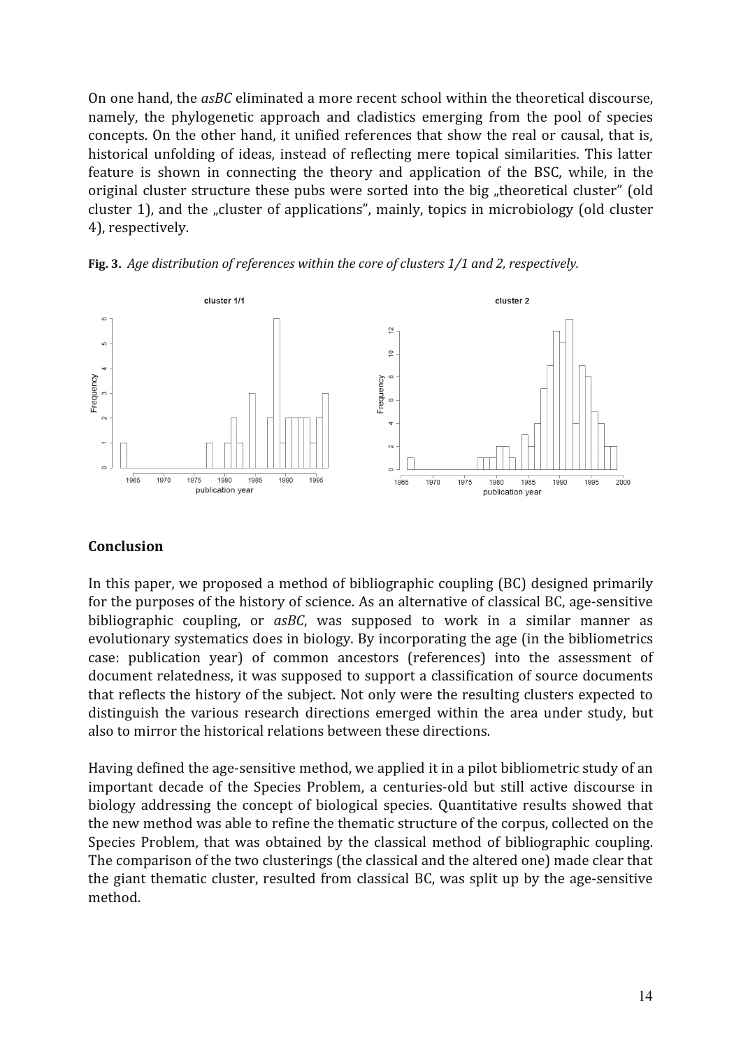On one hand, the *asBC* eliminated a more recent school within the theoretical discourse, namely, the phylogenetic approach and cladistics emerging from the pool of species concepts. On the other hand, it unified references that show the real or causal, that is, historical unfolding of ideas, instead of reflecting mere topical similarities. This latter feature is shown in connecting the theory and application of the BSC, while, in the original cluster structure these pubs were sorted into the big „theoretical cluster" (old cluster 1), and the „cluster of applications", mainly, topics in microbiology (old cluster 4), respectively.

**Fig. 3.** *Age distribution of references within the core of clusters 1/1 and 2, respectively.*

## Conclusion

In this paper, we proposed a method of bibliographic coupling (BC) designed primarily for the purposes of the history of science. As an alternative of classical BC, age-sensitive bibliographic coupling, or *asBC*, was supposed to work in a similar manner as evolutionary systematics does in biology. By incorporating the age (in the bibliometrics case: publication year) of common ancestors (references) into the assessment of document relatedness, it was supposed to support a classification of source documents that reflects the history of the subject. Not only were the resulting clusters expected to distinguish the various research directions emerged within the area under study, but also to mirror the historical relations between these directions.

Having defined the age-sensitive method, we applied it in a pilot bibliometric study of an important decade of the Species Problem, a centuries-old but still active discourse in biology addressing the concept of biological species. Quantitative results showed that the new method was able to refine the thematic structure of the corpus, collected on the Species Problem, that was obtained by the classical method of bibliographic coupling. The comparison of the two clusterings (the classical and the altered one) made clear that the giant thematic cluster, resulted from classical BC, was split up by the age-sensitive method.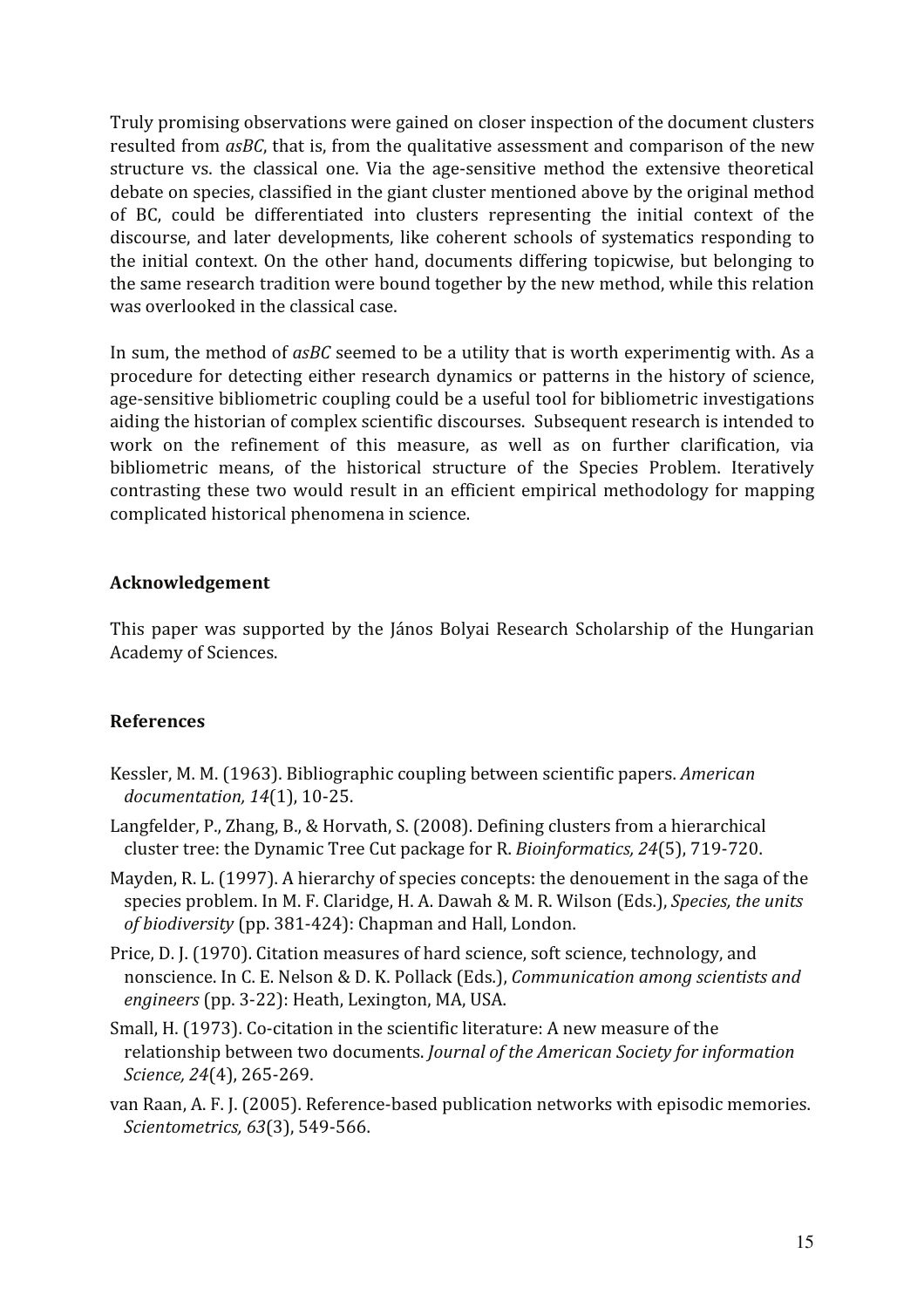Truly promising observations were gained on closer inspection of the document clusters resulted from *asBC*, that is, from the qualitative assessment and comparison of the new structure vs. the classical one. Via the age-sensitive method the extensive theoretical debate on species, classified in the giant cluster mentioned above by the original method of BC, could be differentiated into clusters representing the initial context of the discourse, and later developments, like coherent schools of systematics responding to the initial context. On the other hand, documents differing topicwise, but belonging to the same research tradition were bound together by the new method, while this relation was overlooked in the classical case.

In sum, the method of *asBC* seemed to be a utility that is worth experimentig with. As a procedure for detecting either research dynamics or patterns in the history of science, age-sensitive bibliometric coupling could be a useful tool for bibliometric investigations aiding the historian of complex scientific discourses. Subsequent research is intended to work on the refinement of this measure, as well as on further clarification, via bibliometric means, of the historical structure of the Species Problem. Iteratively contrasting these two would result in an efficient empirical methodology for mapping complicated historical phenomena in science.

## Acknowledgement

This paper was supported by the János Bolyai Research Scholarship of the Hungarian Academy of Sciences.

## References

Kessler, M. M. (1963). Bibliographic coupling between scientific papers. *American documentation, 14*(1), 10-25.

Langfelder, P., Zhang, B., & Horvath, S. (2008). Defining clusters from a hierarchical cluster tree: the Dynamic Tree Cut package for R. *Bioinformatics, 24*(5), 719-720.

Mayden, R. L. (1997). A hierarchy of species concepts: the denouement in the saga of the species problem. In M. F. Claridge, H. A. Dawah & M. R. Wilson (Eds.), *Species, the units of biodiversity* (pp. 381-424): Chapman and Hall, London.

Price, D. J. (1970). Citation measures of hard science, soft science, technology, and nonscience. In C. E. Nelson & D. K. Pollack (Eds.), *Communication among scientists and engineers* (pp. 3-22): Heath, Lexington, MA, USA.

Small, H. (1973). Co-citation in the scientific literature: A new measure of the relationship between two documents. *Journal of the American Society for information Science, 24*(4), 265-269.

van Raan, A. F. J. (2005). Reference-based publication networks with episodic memories. *Scientometrics, 63*(3), 549-566.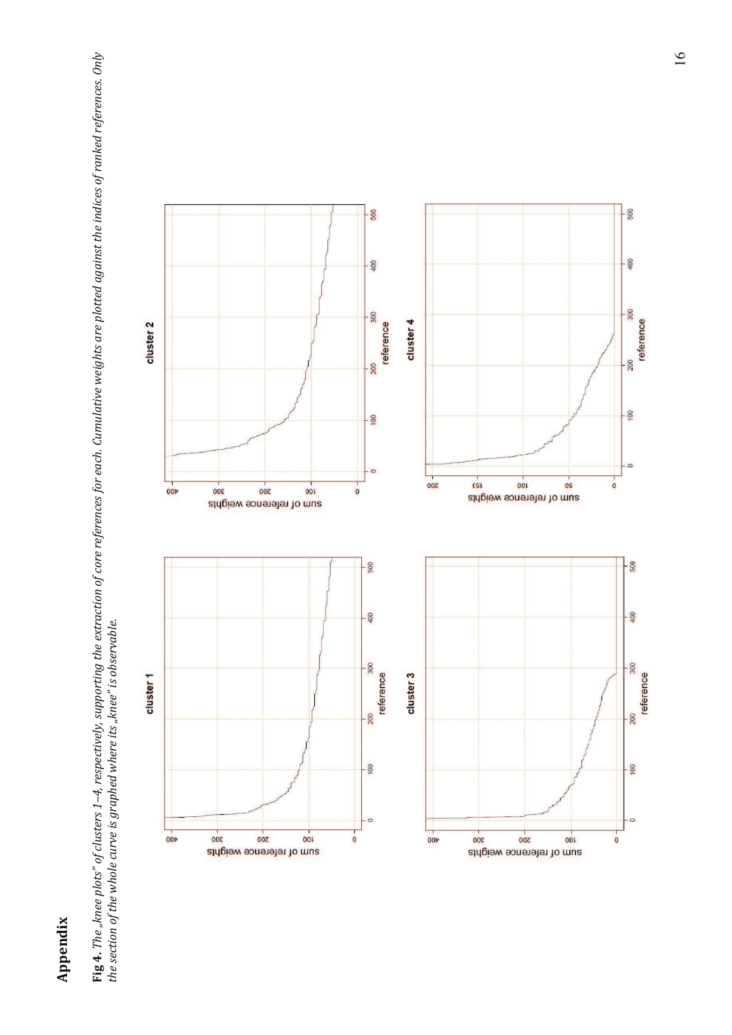# Appendix

**Fig 4.** *The „knee plots" of clusters 1–4, respectively, supporting the extraction of core references for each. Cumulative weights are plotted against the indices of ranked references. Only the section of the whole curve is graphed where its „knee" is observable.*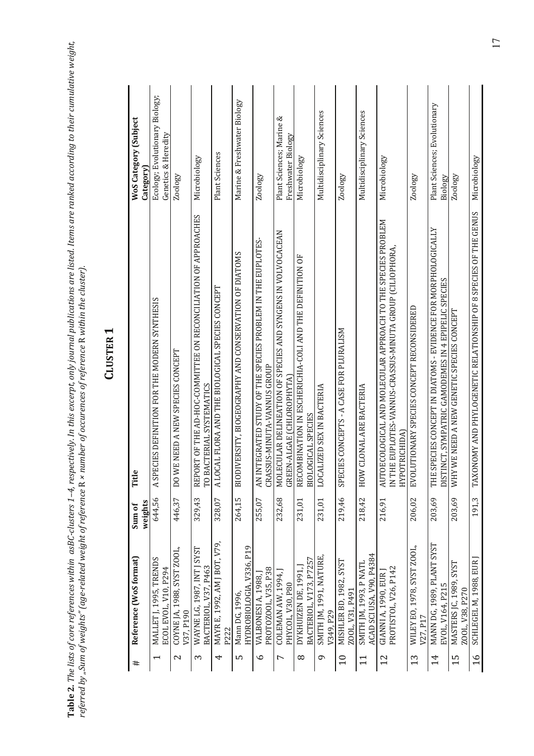**Table 2.** *The lists of core references within asBC-clusters 1–4, respectively. In this excerpt, only journal publications are listed. Items are ranked according to their cumulative weight, referred by „Sum of weights" (age-related weight of reference* R *× number of occurrences of reference* R *within the cluster).*

## Cluster 1

| # | Reference (WoS format) | Sum of weights | Title | WoS Category (Subject Category) |
|---|---|---|---|---|
| 1 | MALLET J, 1995, TRENDS ECOL EVOL, V10, P294 | 644,56 | A SPECIES DEFINITION FOR THE MODERN SYNTHESIS | Ecology; Evolutionary Biology; Genetics & Heredity |
| 2 | COYNE JA, 1988, SYST ZOOL, V37, P190 | 446,37 | DO WE NEED A NEW SPECIES CONCEPT | Zoology |
| 3 | WAYNE LG, 1987, INT J SYST BACTERIOL, V37, P463 | 329,43 | REPORT OF THE AD-HOC-COMMITTEE ON RECONCILIATION OF APPROACHES TO BACTERIAL SYSTEMATICS | Microbiology |
| 4 | MAYR E, 1992, AM J BOT, V79, P222 | 328,07 | A LOCAL FLORA AND THE BIOLOGICAL SPECIES CONCEPT | Plant Sciences |
| 5 | Mann DG, 1996, HYDROBIOLOGIA, V336, P19 | 264,15 | BIODIVERSITY, BIOGEOGRAPHY AND CONSERVATION OF DIATOMS | Marine & Freshwater Biology |
| 6 | VALBONESI A, 1988, J PROTOZOOL, V35, P38 | 255,07 | AN INTEGRATED STUDY OF THE SPECIES PROBLEM IN THE EUPLOTES-CRASSUS-MINUTA-VANNUS GROUP | Zoology |
| 7 | COLEMAN AW, 1994, J PHYCOL, V30, P80 | 232,68 | MOLECULAR DELINEATION OF SPECIES AND SYNGENS IN VOLVOCACEAN GREEN-ALGAE (CHLOROPHYTA) | Plant Sciences; Marine & Freshwater Biology |
| 8 | DYKHUIZEN DE, 1991, J BACTERIOL, V173, P7257 | 231,01 | RECOMBINATION IN ESCHERICHIA-COLI AND THE DEFINITION OF BIOLOGICAL SPECIES | Microbiology |
| 9 | SMITH JM, 1991, NATURE, V349, P29 | 231,01 | LOCALIZED SEX IN BACTERIA | Multidisciplinary Sciences |
| 10 | MISHLER BD, 1982, SYST ZOOL, V31, P491 | 219,46 | SPECIES CONCEPTS - A CASE FOR PLURALISM | Zoology |
| 11 | SMITH JM, 1993, P NATL ACAD SCI USA, V90, P4384 | 218,42 | HOW CLONAL ARE BACTERIA | Multidisciplinary Sciences |
| 12 | GIANNI A, 1990, EUR J PROTISTOL, V26, P142 | 216,91 | AUTOECOLOGICAL AND MOLECULAR APPROACH TO THE SPECIES PROBLEM IN THE EUPLOTES-VANNUS-CRASSUS-MINUTA GROUP (CILIOPHORA, HYPOTRICHIDA) | Microbiology |
| 13 | WILEY EO, 1978, SYST ZOOL, V27, P17 | 206,02 | EVOLUTIONARY SPECIES CONCEPT RECONSIDERED | Zoology |
| 14 | MANN DG, 1989, PLANT SYST EVOL, V164, P215 | 203,69 | THE SPECIES CONCEPT IN DIATOMS - EVIDENCE FOR MORPHOLOGICALLY DISTINCT, SYMPATRIC GAMODEMES IN 4 EPIPELIC SPECIES | Plant Sciences; Evolutionary Biology |
| 15 | MASTERS JC, 1989, SYST ZOOL, V38, P270 | 203,69 | WHY WE NEED A NEW GENETIC SPECIES CONCEPT | Zoology |
| 16 | SCHLEGEL M, 1988, EUR J | 191,3 | TAXONOMY AND PHYLOGENETIC RELATIONSHIP OF 8 SPECIES OF THE GENUS | Microbiology |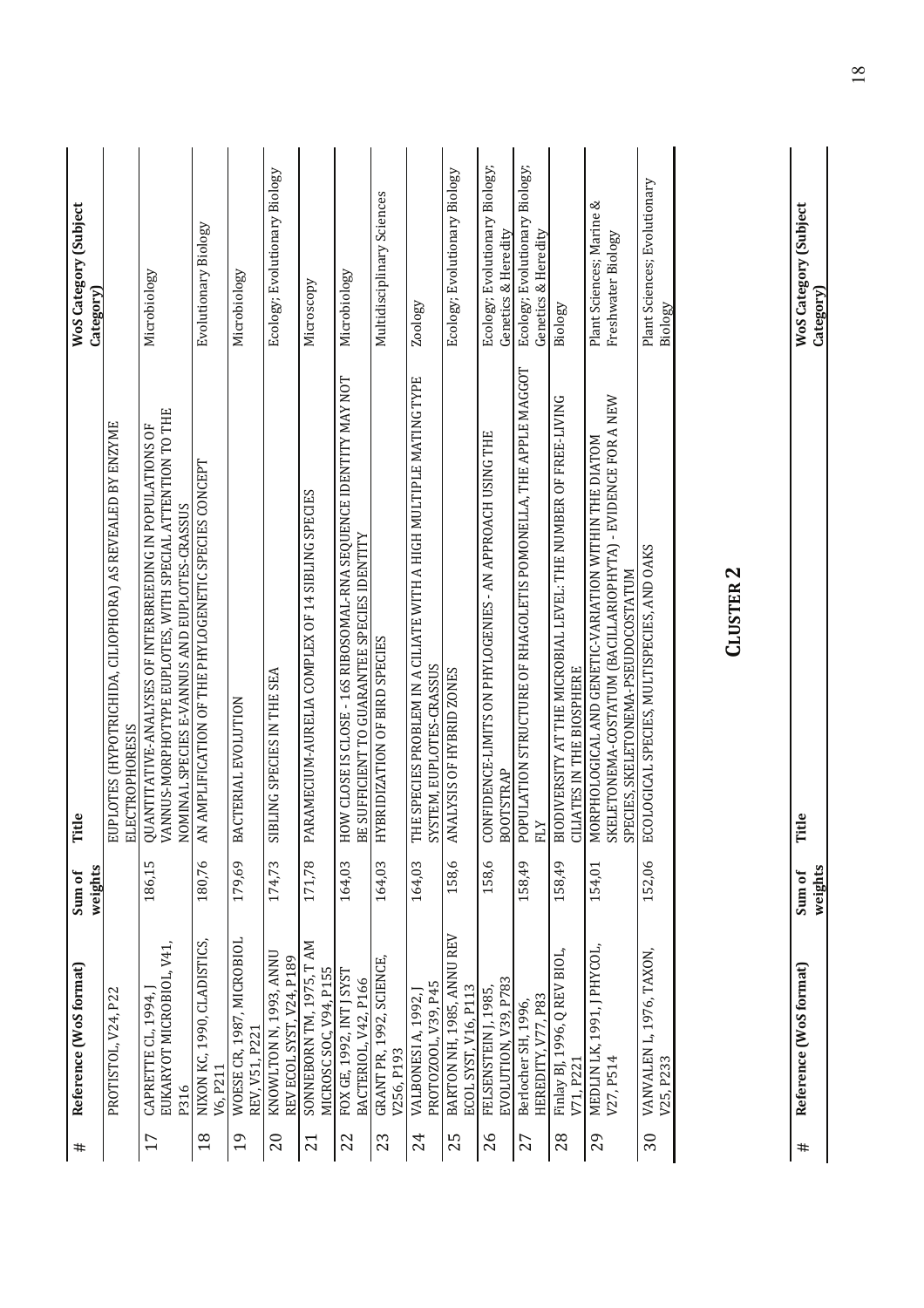| # | Reference (WoS format) | Sum of weights | Title | WoS Category (Subject Category) |
|---|---|---|---|---|
| | PROTISTOL, V24, P22 | | EUPLOTES (HYPOTRICHIDA, CILIOPHORA) AS REVEALED BY ENZYME ELECTROPHORESIS | |
| 17 | CAPRETTE CL, 1994, J EUKARYOT MICROBIOL, V41, P316 | 186,15 | QUANTITATIVE-ANALYSES OF INTERBREEDING IN POPULATIONS OF VANNUS-MORPHOTYPE EUPLOTES, WITH SPECIAL ATTENTION TO THE NOMINAL SPECIES E-VANNUS AND EUPLOTES-CRASSUS | Microbiology |
| 18 | NIXON KC, 1990, CLADISTICS, V6, P211 | 180,76 | AN AMPLIFICATION OF THE PHYLOGENETIC SPECIES CONCEPT | Evolutionary Biology |
| 19 | WOESE CR, 1987, MICROBIOL REV, V51, P221 | 179,69 | BACTERIAL EVOLUTION | Microbiology |
| 20 | KNOWLTON N, 1993, ANNU REV ECOL SYST, V24, P189 | 174,73 | SIBLING SPECIES IN THE SEA | Ecology; Evolutionary Biology |
| 21 | SONNEBORN TM, 1975, T AM MICROSC SOC, V94, P155 | 171,78 | PARAMECIUM-AURELIA COMPLEX OF 14 SIBLING SPECIES | Microscopy |
| 22 | FOX GE, 1992, INT J SYST BACTERIOL, V42, P166 | 164,03 | HOW CLOSE IS CLOSE - 16S RIBOSOMAL-RNA SEQUENCE IDENTITY MAY NOT BE SUFFICIENT TO GUARANTEE SPECIES IDENTITY | Microbiology |
| 23 | GRANT PR, 1992, SCIENCE, V256, P193 | 164,03 | HYBRIDIZATION OF BIRD SPECIES | Multidisciplinary Sciences |
| 24 | VALBONESI A, 1992, J PROTOZOOL, V39, P45 | 164,03 | THE SPECIES PROBLEM IN A CILIATE WITH A HIGH MULTIPLE MATINGTYPE SYSTEM, EUPLOTES-CRASSUS | Zoology |
| 25 | BARTON NH, 1985, ANNU REV ECOL SYST, V16, P113 | 158,6 | ANALYSIS OF HYBRID ZONES | Ecology; Evolutionary Biology |
| 26 | FELSENSTEIN J, 1985, EVOLUTION, V39, P783 | 158,6 | CONFIDENCE-LIMITS ON PHYLOGENIES - AN APPROACH USING THE BOOTSTRAP | Ecology; Evolutionary Biology; Genetics & Heredity |
| 27 | Berlocher SH, 1996, HEREDITY, V77, P83 | 158,49 | POPULATION STRUCTURE OF RHAGOLETIS POMONELLA, THE APPLE MAGGOT FLY | Ecology; Evolutionary Biology; Genetics & Heredity |
| 28 | Finlay BJ, 1996, Q REV BIOL, V71, P221 | 158,49 | BIODIVERSITY AT THE MICROBIAL LEVEL: THE NUMBER OF FREE-LIVING CILIATES IN THE BIOSPHERE | Biology |
| 29 | MEDLIN LK, 1991, J PHYCOL, V27, P514 | 154,01 | MORPHOLOGICAL AND GENETIC-VARIATION WITHIN THE DIATOM SKELETONEMA-COSTATUM (BACILLARIOPHYTA) - EVIDENCE FOR A NEW SPECIES, SKELETONEMA-PSEUDOCOSTATUM | Plant Sciences; Marine & Freshwater Biology |
| 30 | VANVALEN L, 1976, TAXON, V25, P233 | 152,06 | ECOLOGICAL SPECIES, MULTISPECIES, AND OAKS | Plant Sciences; Evolutionary Biology |

**CLUSTER 2**

| # | Reference (WoS format) | Sum of weights | Title | WoS Category (Subject Category) |
|---|---|---|---|---|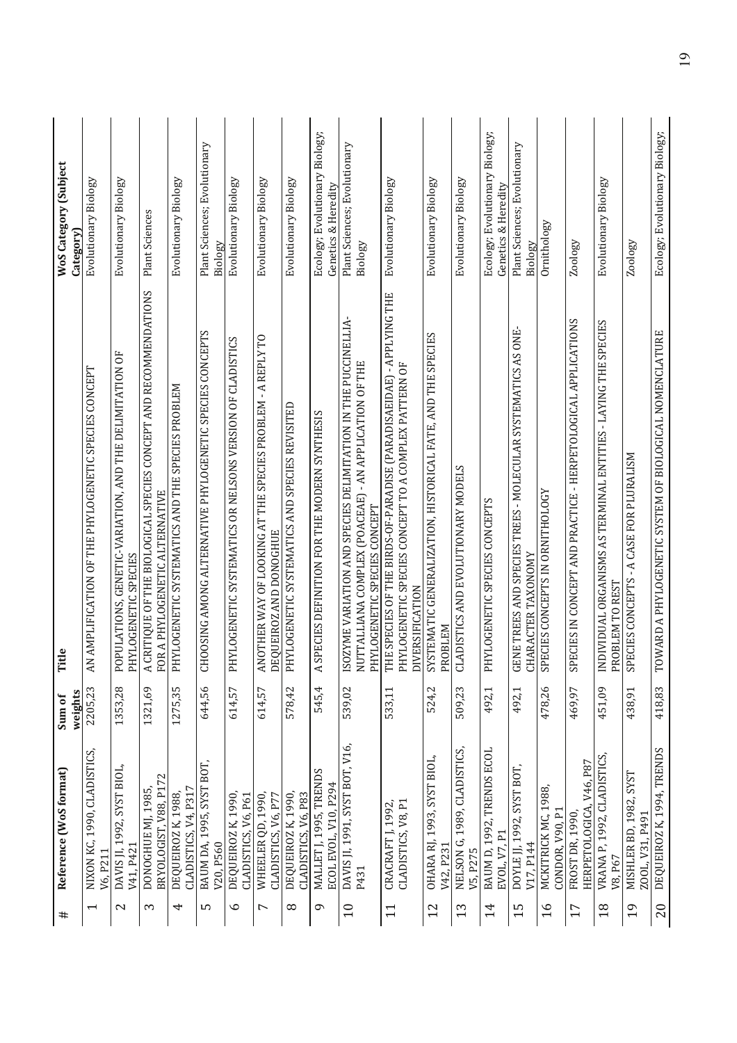| # | Reference (WoS format) | Sum of weights | Title | WoS Category (Subject Category) |
|---|---|---|---|---|
| 1 | NIXON KC, 1990, CLADISTICS, V6, P211 | 2205,23 | AN AMPLIFICATION OF THE PHYLOGENETIC SPECIES CONCEPT | Evolutionary Biology |
| 2 | DAVIS JI, 1992, SYST BIOL, V41, P421 | 1353,28 | POPULATIONS, GENETIC-VARIATION, AND THE DELIMITATION OF PHYLOGENETIC SPECIES | Evolutionary Biology |
| 3 | DONOGHUE MJ, 1985, BRYOLOGIST, V88, P172 | 1321,69 | A CRITIQUE OF THE BIOLOGICAL SPECIES CONCEPT AND RECOMMENDATIONS FOR A PHYLOGENETIC ALTERNATIVE | Plant Sciences |
| 4 | DEQUEIROZ K, 1988, CLADISTICS, V4, P317 | 1275,35 | PHYLOGENETIC SYSTEMATICS AND THE SPECIES PROBLEM | Evolutionary Biology |
| 5 | BAUM DA, 1995, SYST BOT, V20, P560 | 644,56 | CHOOSING AMONG ALTERNATIVE PHYLOGENETIC SPECIES CONCEPTS | Plant Sciences; Evolutionary Biology |
| 6 | DEQUEIROZ K, 1990, CLADISTICS, V6, P61 | 614,57 | PHYLOGENETIC SYSTEMATICS OR NELSONS VERSION OF CLADISTICS | Evolutionary Biology |
| 7 | WHEELER QD, 1990, CLADISTICS, V6, P77 | 614,57 | ANOTHER WAY OF LOOKING AT THE SPECIES PROBLEM - A REPLY TO DEQUEIROZ AND DONOGHUE | Evolutionary Biology |
| 8 | DEQUEIROZ K, 1990, CLADISTICS, V6, P83 | 578,42 | PHYLOGENETIC SYSTEMATICS AND SPECIES REVISITED | Evolutionary Biology |
| 9 | MALLET J, 1995, TRENDS ECOL EVOL, V10, P294 | 545,4 | A SPECIES DEFINITION FOR THE MODERN SYNTHESIS | Ecology; Evolutionary Biology; Genetics & Heredity |
| 10 | DAVIS JI, 1991, SYST BOT, V16, P431 | 539,02 | ISOZYME VARIATION AND SPECIES DELIMITATION IN THE PUCCINELLIA-NUTTALLIANA COMPLEX (POACEAE) - AN APPLICATION OF THE PHYLOGENETIC SPECIES CONCEPT | Plant Sciences; Evolutionary Biology |
| 11 | CRACRAFT J, 1992, CLADISTICS, V8, P1 | 533,11 | THE SPECIES OF THE BIRDS-OF-PARADISE (PARADISAEIDAE) - APPLYING THE PHYLOGENETIC SPECIES CONCEPT TO A COMPLEX PATTERN OF DIVERSIFICATION | Evolutionary Biology |
| 12 | OHARA RJ, 1993, SYST BIOL, V42, P231 | 524,2 | SYSTEMATIC GENERALIZATION, HISTORICAL FATE, AND THE SPECIES PROBLEM | Evolutionary Biology |
| 13 | NELSON G, 1989, CLADISTICS, V5, P275 | 509,23 | CLADISTICS AND EVOLUTIONARY MODELS | Evolutionary Biology |
| 14 | BAUM D, 1992, TRENDS ECOL EVOL, V7, P1 | 492,1 | PHYLOGENETIC SPECIES CONCEPTS | Ecology; Evolutionary Biology; Genetics & Heredity |
| 15 | DOYLE JJ, 1992, SYST BOT, V17, P144 | 492,1 | GENE TREES AND SPECIES TREES - MOLECULAR SYSTEMATICS AS ONE-CHARACTER TAXONOMY | Plant Sciences; Evolutionary Biology |
| 16 | MCKITRICK MC, 1988, CONDOR, V90, P1 | 478,26 | SPECIES CONCEPTS IN ORNITHOLOGY | Ornithology |
| 17 | FROST DR, 1990, HERPETOLOGICA, V46, P87 | 469,97 | SPECIES IN CONCEPT AND PRACTICE - HERPETOLOGICAL APPLICATIONS | Zoology |
| 18 | VRANA P, 1992, CLADISTICS, V8, P67 | 451,09 | INDIVIDUAL ORGANISMS AS TERMINAL ENTITIES - LAYING THE SPECIES PROBLEM TO REST | Evolutionary Biology |
| 19 | MISHLER BD, 1982, SYST ZOOL, V31, P491 | 438,91 | SPECIES CONCEPTS - A CASE FOR PLURALISM | Zoology |
| 20 | DEQUEIROZ K, 1994, TRENDS | 418,83 | TOWARD A PHYLOGENETIC SYSTEM OF BIOLOGICAL NOMENCLATURE | Ecology; Evolutionary Biology; |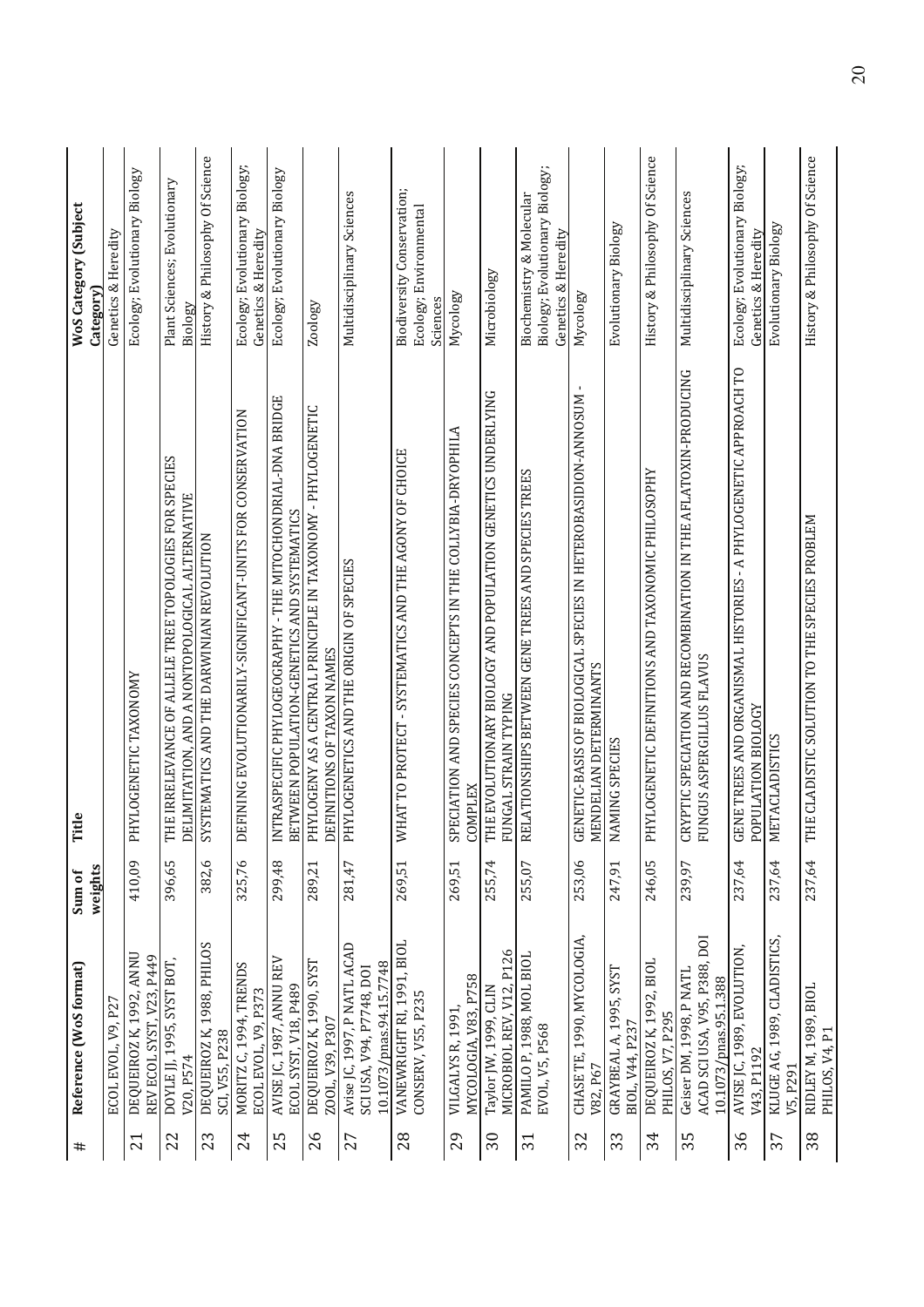| # | Reference (WoS format) | Sum of weights | Title | WoS Category (Subject Category) |
|---|---|---|---|---|
| | ECOL EVOL, V9, P27 | | | Genetics & Heredity |
| 21 | DEQUEIROZ K, 1992, ANNU REV ECOL SYST, V23, P449 | 410,09 | PHYLOGENETIC TAXONOMY | Ecology; Evolutionary Biology |
| 22 | DOYLE JJ, 1995, SYST BOT, V20, P574 | 396,65 | THE IRRELEVANCE OF ALLELE TREE TOPOLOGIES FOR SPECIES DELIMITATION, AND A NONTOPOLOGICAL ALTERNATIVE | Plant Sciences; Evolutionary Biology |
| 23 | DEQUEIROZ K, 1988, PHILOS SCI, V55, P238 | 382,6 | SYSTEMATICS AND THE DARWINIAN REVOLUTION | History & Philosophy Of Science |
| 24 | MORITZ C, 1994, TRENDS ECOL EVOL, V9, P373 | 325,76 | DEFINING EVOLUTIONARILY-SIGNIFICANT-UNITS FOR CONSERVATION | Ecology; Evolutionary Biology; Genetics & Heredity |
| 25 | AVISE JC, 1987, ANNU REV ECOL SYST, V18, P489 | 299,48 | INTRASPECIFIC PHYLOGEOGRAPHY - THE MITOCHONDRIAL-DNA BRIDGE BETWEEN POPULATION-GENETICS AND SYSTEMATICS | Ecology; Evolutionary Biology |
| 26 | DEQUEIROZ K, 1990, SYST ZOOL, V39, P307 | 289,21 | PHYLOGENY AS A CENTRAL PRINCIPLE IN TAXONOMY - PHYLOGENETIC DEFINITIONS OF TAXON NAMES | Zoology |
| 27 | Avise JC, 1997, P NATL ACAD SCI USA, V94, P7748, DOI 10.1073/pnas.94.15.7748 | 281,47 | PHYLOGENETICS AND THE ORIGIN OF SPECIES | Multidisciplinary Sciences |
| 28 | VANEWRIGHT RI, 1991, BIOL CONSERV, V55, P235 | 269,51 | WHAT TO PROTECT - SYSTEMATICS AND THE AGONY OF CHOICE | Biodiversity Conservation; Ecology; Environmental Sciences |
| 29 | VILGALYS R, 1991, MYCOLOGIA, V83, P758 | 269,51 | SPECIATION AND SPECIES CONCEPTS IN THE COLLYBIA-DRYOPHILA COMPLEX | Mycology |
| 30 | Taylor JW, 1999, CLIN MICROBIOL REV, V12, P126 | 255,74 | THE EVOLUTIONARY BIOLOGY AND POPULATION GENETICS UNDERLYING FUNGAL STRAIN TYPING | Microbiology |
| 31 | PAMILO P, 1988, MOL BIOL EVOL, V5, P568 | 255,07 | RELATIONSHIPS BETWEEN GENE TREES AND SPECIES TREES | Biochemistry & Molecular Biology; Evolutionary Biology; Genetics & Heredity |
| 32 | CHASE TE, 1990, MYCOLOGIA, V82, P67 | 253,06 | GENETIC-BASIS OF BIOLOGICAL SPECIES IN HETEROBASIDION-ANNOSUM - MENDELIAN DETERMINANTS | Mycology |
| 33 | GRAYBEAL A, 1995, SYST BIOL, V44, P237 | 247,91 | NAMING SPECIES | Evolutionary Biology |
| 34 | DEQUEIROZ K, 1992, BIOL PHILOS, V7, P295 | 246,05 | PHYLOGENETIC DEFINITIONS AND TAXONOMIC PHILOSOPHY | History & Philosophy Of Science |
| 35 | Geiser DM, 1998, P NATL ACAD SCI USA, V95, P388, DOI 10.1073/pnas.95.1.388 | 239,97 | CRYPTIC SPECIATION AND RECOMBINATION IN THE AFLATOXIN-PRODUCING FUNGUS ASPERGILLUS FLAVUS | Multidisciplinary Sciences |
| 36 | AVISE JC, 1989, EVOLUTION, V43, P1192 | 237,64 | GENE TREES AND ORGANISMAL HISTORIES - A PHYLOGENETIC APPROACH TO POPULATION BIOLOGY | Ecology; Evolutionary Biology; Genetics & Heredity |
| 37 | KLUGE AG, 1989, CLADISTICS, V5, P291 | 237,64 | METACLADISTICS | Evolutionary Biology |
| 38 | RIDLEY M, 1989, BIOL PHILOS, V4, P1 | 237,64 | THE CLADISTIC SOLUTION TO THE SPECIES PROBLEM | History & Philosophy Of Science |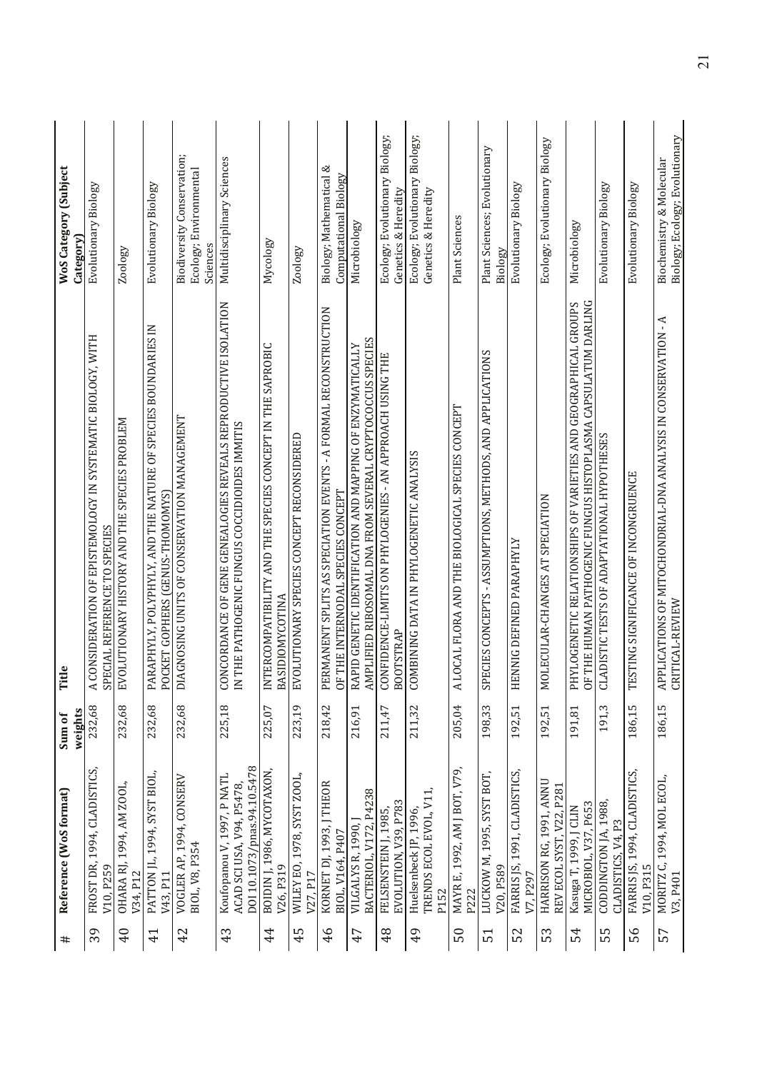| # | Reference (WoS format) | Sum of weights | Title | WoS Category (Subject Category) |
|---|---|---|---|---|
| 39 | FROST DR, 1994, CLADISTICS, V10, P259 | 232,68 | A CONSIDERATION OF EPISTEMOLOGY IN SYSTEMATIC BIOLOGY, WITH SPECIAL REFERENCE TO SPECIES | Evolutionary Biology |
| 40 | OHARA RJ, 1994, AM ZOOL, V34, P12 | 232,68 | EVOLUTIONARY HISTORY AND THE SPECIES PROBLEM | Zoology |
| 41 | PATTON JL, 1994, SYST BIOL, V43, P11 | 232,68 | PARAPHYLY, POLYPHYLY, AND THE NATURE OF SPECIES BOUNDARIES IN POCKET GOPHERS (GENUS-THOMOMYS) | Evolutionary Biology |
| 42 | VOGLER AP, 1994, CONSERV BIOL, V8, P354 | 232,68 | DIAGNOSING UNITS OF CONSERVATION MANAGEMENT | Biodiversity Conservation; Ecology; Environmental Sciences |
| 43 | Koufopanou V, 1997, P NATL ACAD SCI USA, V94, P5478, DOI 10.1073/pnas.94.10.5478 | 225,18 | CONCORDANCE OF GENE GENEALOGIES REVEALS REPRODUCTIVE ISOLATION IN THE PATHOGENIC FUNGUS COCCIDIOIDES IMMITIS | Multidisciplinary Sciences |
| 44 | BOIDIN J, 1986, MYCOTAXON, V26, P319 | 225,07 | INTERCOMPATIBILITY AND THE SPECIES CONCEPT IN THE SAPROBIC BASIDIOMYCOTINA | Mycology |
| 45 | WILEY EO, 1978, SYST ZOOL, V27, P17 | 223,19 | EVOLUTIONARY SPECIES CONCEPT RECONSIDERED | Zoology |
| 46 | KORNET DJ, 1993, J THEOR BIOL, V164, P407 | 218,42 | PERMANENT SPLITS AS SPECIATION EVENTS - A FORMAL RECONSTRUCTION OF THE INTERNODAL SPECIES CONCEPT | Biology; Mathematical & Computational Biology |
| 47 | VILGALYS R, 1990, J BACTERIOL, V172, P4238 | 216,91 | RAPID GENETIC IDENTIFICATION AND MAPPING OF ENZYMATICALLY AMPLIFIED RIBOSOMAL DNA FROM SEVERAL CRYPTOCOCCUS SPECIES | Microbiology |
| 48 | FELSENSTEIN J, 1985, EVOLUTION, V39, P783 | 211,47 | CONFIDENCE-LIMITS ON PHYLOGENIES - AN APPROACH USING THE BOOTSTRAP | Ecology; Evolutionary Biology; Genetics & Heredity |
| 49 | Huelsenbeck JP, 1996, TRENDS ECOL EVOL, V11, P152 | 211,32 | COMBINING DATA IN PHYLOGENETIC ANALYSIS | Ecology; Evolutionary Biology; Genetics & Heredity |
| 50 | MAYR E, 1992, AM J BOT, V79, P222 | 205,04 | A LOCAL FLORA AND THE BIOLOGICAL SPECIES CONCEPT | Plant Sciences |
| 51 | LUCKOW M, 1995, SYST BOT, V20, P589 | 198,33 | SPECIES CONCEPTS - ASSUMPTIONS, METHODS, AND APPLICATIONS | Plant Sciences; Evolutionary Biology |
| 52 | FARRIS JS, 1991, CLADISTICS, V7, P297 | 192,51 | HENNIG DEFINED PARAPHYLY | Evolutionary Biology |
| 53 | HARRISON RG, 1991, ANNU REV ECOL SYST, V22, P281 | 192,51 | MOLECULAR-CHANGES AT SPECIATION | Ecology; Evolutionary Biology |
| 54 | Kasuga T, 1999, J CLIN MICROBIOL, V37, P653 | 191,81 | PHYLOGENETIC RELATIONSHIPS OF VARIETIES AND GEOGRAPHICAL GROUPS OF THE HUMAN PATHOGENIC FUNGUS HISTOPLASMA CAPSULATUM DARLING | Microbiology |
| 55 | CODDINGTON JA, 1988, CLADISTICS, V4, P3 | 191,3 | CLADISTIC TESTS OF ADAPTATIONAL HYPOTHESES | Evolutionary Biology |
| 56 | FARRIS JS, 1994, CLADISTICS, V10, P315 | 186,15 | TESTING SIGNIFICANCE OF INCONGRUENCE | Evolutionary Biology |
| 57 | MORITZ C, 1994, MOL ECOL, V3, P401 | 186,15 | APPLICATIONS OF MITOCHONDRIAL-DNA ANALYSIS IN CONSERVATION - A CRITICAL-REVIEW | Biochemistry & Molecular Biology; Ecology; Evolutionary |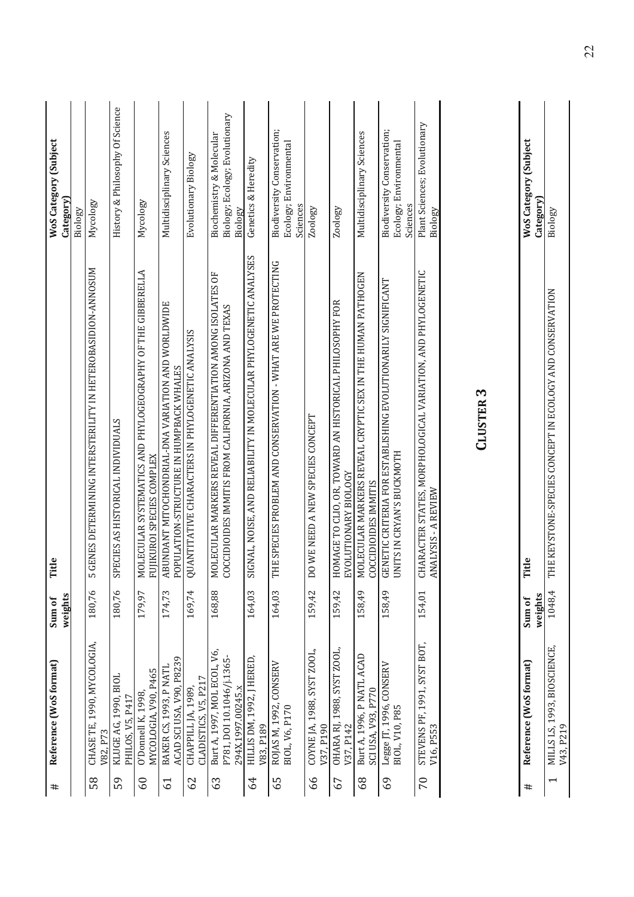| # | Reference (WoS format) | Sum of weights | Title | WoS Category (Subject Category) |
|---|---|---|---|---|
| | | | | Biology |
| 58 | CHASE TE, 1990, MYCOLOGIA, V82, P73 | 180,76 | 5 GENES DETERMINING INTERSTERILITY IN HETEROBASIDION-ANNOSUM | Mycology |
| 59 | KLUGE AG, 1990, BIOL PHILOS, V5, P417 | 180,76 | SPECIES AS HISTORICAL INDIVIDUALS | History & Philosophy Of Science |
| 60 | O'Donnell K, 1998, MYCOLOGIA, V90, P465 | 179,97 | MOLECULAR SYSTEMATICS AND PHYLOGEOGRAPHY OF THE GIBBERELLA FUJIKUROI SPECIES COMPLEX | Mycology |
| 61 | BAKER CS, 1993, P NATL ACAD SCI USA, V90, P8239 | 174,73 | ABUNDANT MITOCHONDRIAL-DNA VARIATION AND WORLDWIDE POPULATION-STRUCTURE IN HUMPBACK WHALES | Multidisciplinary Sciences |
| 62 | CHAPPILL JA, 1989, CLADISTICS, V5, P217 | 169,74 | QUANTITATIVE CHARACTERS IN PHYLOGENETIC ANALYSIS | Evolutionary Biology |
| 63 | Burt A, 1997, MOL ECOL, V6, P781, DOI 10.1046/j.1365-294X.1997.00245.x | 168,88 | MOLECULAR MARKERS REVEAL DIFFERENTIATION AMONG ISOLATES OF COCCIDIOIDES IMMITIS FROM CALIFORNIA, ARIZONA AND TEXAS | Biochemistry & Molecular Biology; Ecology; Evolutionary Biology |
| 64 | HILLIS DM, 1992, J HERED, V83, P189 | 164,03 | SIGNAL, NOISE, AND RELIABILITY IN MOLECULAR PHYLOGENETIC ANALYSES | Genetics & Heredity |
| 65 | ROJAS M, 1992, CONSERV BIOL, V6, P170 | 164,03 | THE SPECIES PROBLEM AND CONSERVATION - WHAT ARE WE PROTECTING | Biodiversity Conservation; Ecology; Environmental Sciences |
| 66 | COYNE JA, 1988, SYST ZOOL, V37, P190 | 159,42 | DO WE NEED A NEW SPECIES CONCEPT | Zoology |
| 67 | OHARA RJ, 1988, SYST ZOOL, V37, P142 | 159,42 | HOMAGE TO CLIO, OR, TOWARD AN HISTORICAL PHILOSOPHY FOR EVOLUTIONARY BIOLOGY | Zoology |
| 68 | Burt A, 1996, P NATL ACAD SCI USA, V93, P770 | 158,49 | MOLECULAR MARKERS REVEAL CRYPTIC SEX IN THE HUMAN PATHOGEN COCCIDIOIDES IMMITIS | Multidisciplinary Sciences |
| 69 | Legge JT, 1996, CONSERV BIOL, V10, P85 | 158,49 | GENETIC CRITERIA FOR ESTABLISHING EVOLUTIONARILY SIGNIFICANT UNITS IN CRYAN'S BUCKMOTH | Biodiversity Conservation; Ecology; Environmental Sciences |
| 70 | STEVENS PF, 1991, SYST BOT, V16, P553 | 154,01 | CHARACTER STATES, MORPHOLOGICAL VARIATION, AND PHYLOGENETIC ANALYSIS - A REVIEW | Plant Sciences; Evolutionary Biology |

## CLUSTER 3

| # | Reference (WoS format) | Sum of weights | Title | WoS Category (Subject Category) |
|---|---|---|---|---|
| 1 | MILLS LS, 1993, BIOSCIENCE, V43, P219 | 1048,4 | THE KEYSTONE-SPECIES CONCEPT IN ECOLOGY AND CONSERVATION | Biology |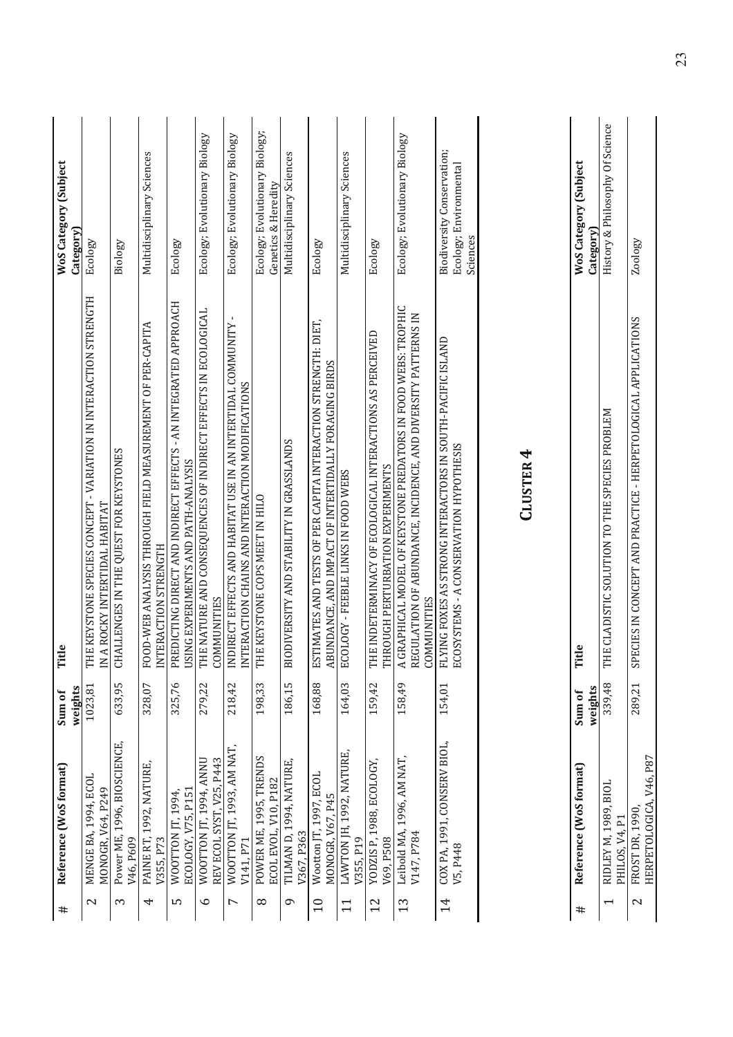| # | Reference (WoS format) | Sum of weights | Title | WoS Category (Subject Category) |
|---|---|---|---|---|
| 2 | MENGE BA, 1994, ECOL MONOGR, V64, P249 | 1023,81 | THE KEYSTONE SPECIES CONCEPT - VARIATION IN INTERACTION STRENGTH IN A ROCKY INTERTIDAL HABITAT | Ecology |
| 3 | Power ME, 1996, BIOSCIENCE, V46, P609 | 633,95 | CHALLENGES IN THE QUEST FOR KEYSTONES | Biology |
| 4 | PAINE RT, 1992, NATURE, V355, P73 | 328,07 | FOOD-WEB ANALYSIS THROUGH FIELD MEASUREMENT OF PER-CAPITA INTERACTION STRENGTH | Multidisciplinary Sciences |
| 5 | WOOTTON JT, 1994, ECOLOGY, V75, P151 | 325,76 | PREDICTING DIRECT AND INDIRECT EFFECTS - AN INTEGRATED APPROACH USING EXPERIMENTS AND PATH-ANALYSIS | Ecology |
| 6 | WOOTTON JT, 1994, ANNU REV ECOL SYST, V25, P443 | 279,22 | THE NATURE AND CONSEQUENCES OF INDIRECT EFFECTS IN ECOLOGICAL COMMUNITIES | Ecology; Evolutionary Biology |
| 7 | WOOTTON JT, 1993, AM NAT, V141, P71 | 218,42 | INDIRECT EFFECTS AND HABITAT USE IN AN INTERTIDAL COMMUNITY - INTERACTION CHAINS AND INTERACTION MODIFICATIONS | Ecology; Evolutionary Biology |
| 8 | POWER ME, 1995, TRENDS ECOL EVOL, V10, P182 | 198,33 | THE KEYSTONE COPS MEET IN HILO | Ecology; Evolutionary Biology; Genetics & Heredity |
| 9 | TILMAN D, 1994, NATURE, V367, P363 | 186,15 | BIODIVERSITY AND STABILITY IN GRASSLANDS | Multidisciplinary Sciences |
| 10 | Wootton JT, 1997, ECOL MONOGR, V67, P45 | 168,88 | ESTIMATES AND TESTS OF PER CAPITA INTERACTION STRENGTH: DIET, ABUNDANCE, AND IMPACT OF INTERTIDALLY FORAGING BIRDS | Ecology |
| 11 | LAWTON JH, 1992, NATURE, V355, P19 | 164,03 | ECOLOGY - FEEBLE LINKS IN FOOD WEBS | Multidisciplinary Sciences |
| 12 | YODZIS P, 1988, ECOLOGY, V69, P508 | 159,42 | THE INDETERMINACY OF ECOLOGICAL INTERACTIONS AS PERCEIVED THROUGH PERTURBATION EXPERIMENTS | Ecology |
| 13 | Leibold MA, 1996, AM NAT, V147, P784 | 158,49 | A GRAPHICAL MODEL OF KEYSTONE PREDATORS IN FOOD WEBS: TROPHIC REGULATION OF ABUNDANCE, INCIDENCE, AND DIVERSITY PATTERNS IN COMMUNITIES | Ecology; Evolutionary Biology |
| 14 | COX PA, 1991, CONSERV BIOL, V5, P448 | 154,01 | FLYING FOXES AS STRONG INTERACTORS IN SOUTH-PACIFIC ISLAND ECOSYSTEMS - A CONSERVATION HYPOTHESIS | Biodiversity Conservation; Ecology; Environmental Sciences |

## Cluster 4

| # | Reference (WoS format) | Sum of weights | Title | WoS Category (Subject Category) |
|---|---|---|---|---|
| 1 | RIDLEY M, 1989, BIOL PHILOS, V4, P1 | 339,48 | THE CLADISTIC SOLUTION TO THE SPECIES PROBLEM | History & Philosophy Of Science |
| 2 | FROST DR, 1990, HERPETOLOGICA, V46, P87 | 289,21 | SPECIES IN CONCEPT AND PRACTICE - HERPETOLOGICAL APPLICATIONS | Zoology |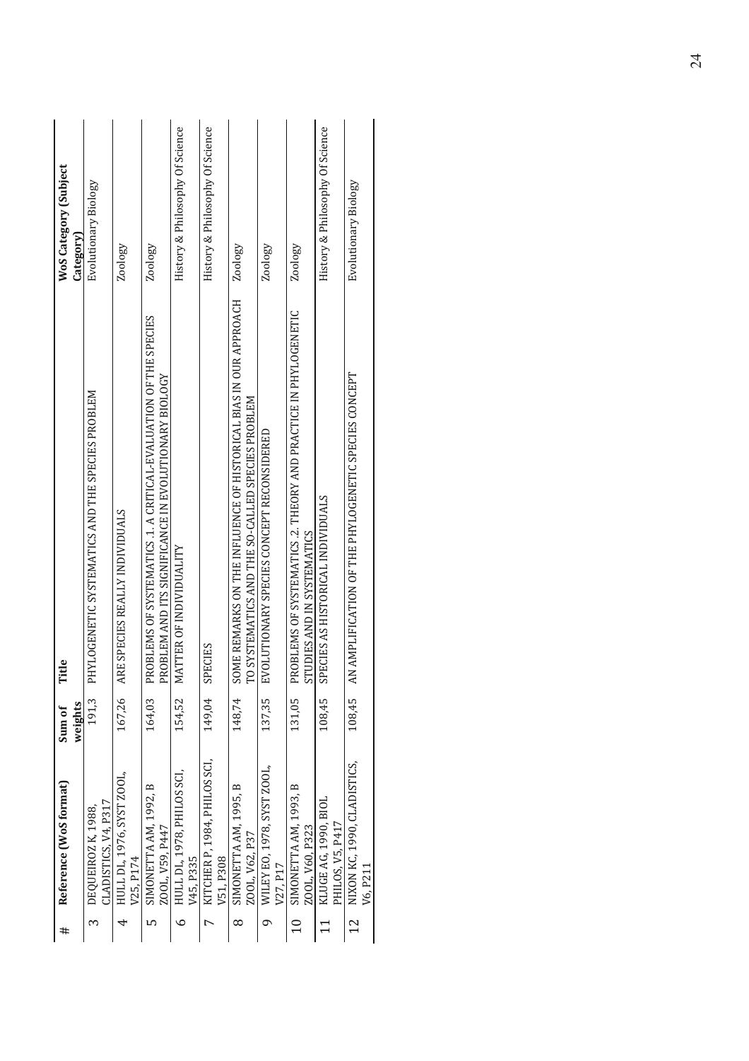| # | Reference (WoS format) | Sum of weights | Title | WoS Category (Subject Category) |
|---|---|---|---|---|
| 3 | DEQUEIROZ K, 1988, CLADISTICS, V4, P317 | 191,3 | PHYLOGENETIC SYSTEMATICS AND THE SPECIES PROBLEM | Evolutionary Biology |
| 4 | HULL DL, 1976, SYST ZOOL, V25, P174 | 167,26 | ARE SPECIES REALLY INDIVIDUALS | Zoology |
| 5 | SIMONETTA AM, 1992, B ZOOL, V59, P447 | 164,03 | PROBLEMS OF SYSTEMATICS .1. A CRITICAL-EVALUATION OF THE SPECIES PROBLEM AND ITS SIGNIFICANCE IN EVOLUTIONARY BIOLOGY | Zoology |
| 6 | HULL DL, 1978, PHILOS SCI, V45, P335 | 154,52 | MATTER OF INDIVIDUALITY | History & Philosophy Of Science |
| 7 | KITCHER P, 1984, PHILOS SCI, V51, P308 | 149,04 | SPECIES | History & Philosophy Of Science |
| 8 | SIMONETTA AM, 1995, B ZOOL, V62, P37 | 148,74 | SOME REMARKS ON THE INFLUENCE OF HISTORICAL BIAS IN OUR APPROACH TO SYSTEMATICS AND THE SO-CALLED SPECIES PROBLEM | Zoology |
| 9 | WILEY EO, 1978, SYST ZOOL, V27, P17 | 137,35 | EVOLUTIONARY SPECIES CONCEPT RECONSIDERED | Zoology |
| 10 | SIMONETTA AM, 1993, B ZOOL, V60, P323 | 131,05 | PROBLEMS OF SYSTEMATICS .2. THEORY AND PRACTICE IN PHYLOGENETIC STUDIES AND IN SYSTEMATICS | Zoology |
| 11 | KLUGE AG, 1990, BIOL PHILOS, V5, P417 | 108,45 | SPECIES AS HISTORICAL INDIVIDUALS | History & Philosophy Of Science |
| 12 | NIXON KC, 1990, CLADISTICS, V6, P211 | 108,45 | AN AMPLIFICATION OF THE PHYLOGENETIC SPECIES CONCEPT | Evolutionary Biology |